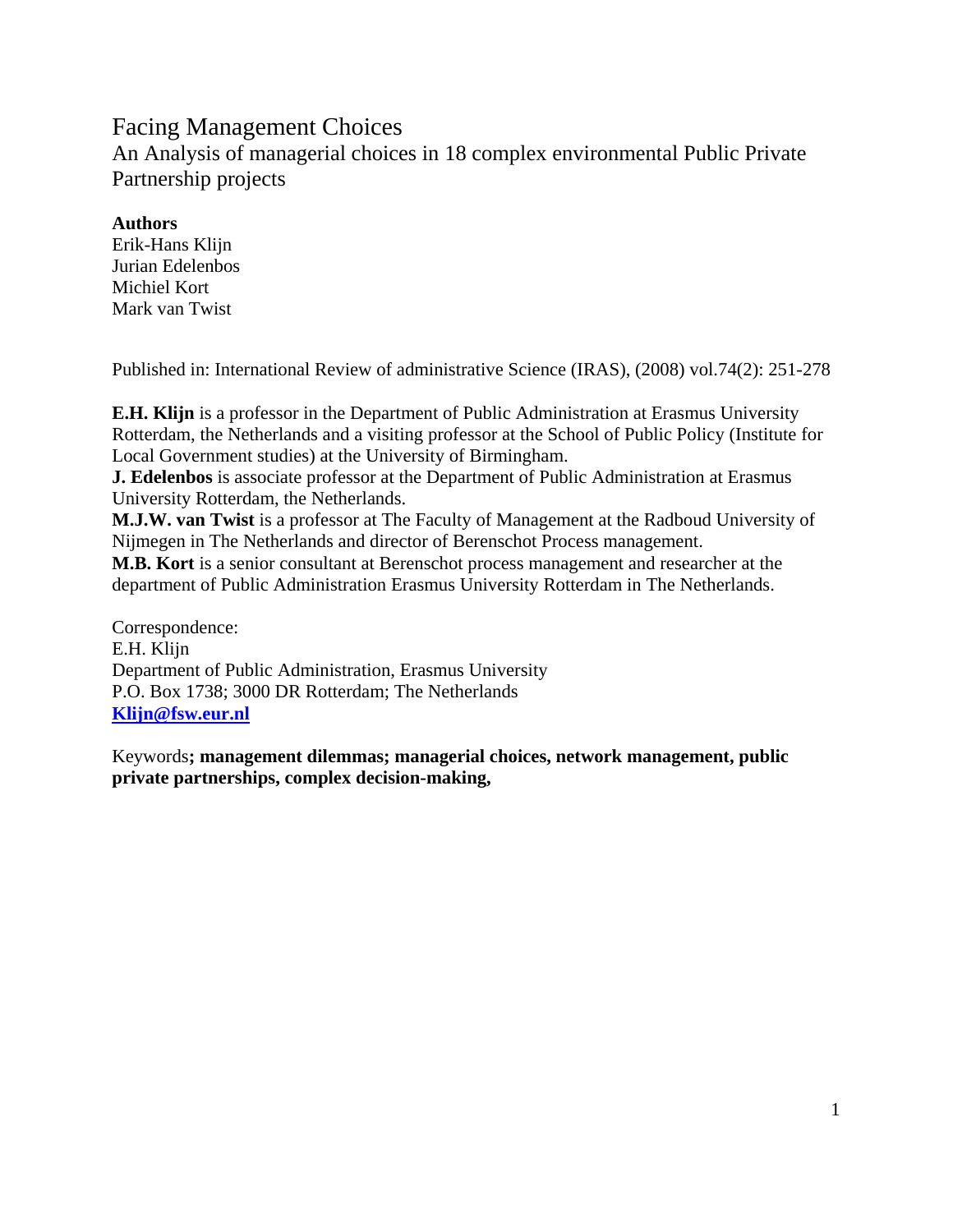# Facing Management Choices

## An Analysis of managerial choices in 18 complex environmental Public Private Partnership projects

**Authors**
Erik-Hans Klijn
Jurian Edelenbos
Michiel Kort
Mark van Twist

Published in: International Review of administrative Science (IRAS), (2008) vol.74(2): 251-278

**E.H. Klijn** is a professor in the Department of Public Administration at Erasmus University Rotterdam, the Netherlands and a visiting professor at the School of Public Policy (Institute for Local Government studies) at the University of Birmingham.
**J. Edelenbos** is associate professor at the Department of Public Administration at Erasmus University Rotterdam, the Netherlands.
**M.J.W. van Twist** is a professor at The Faculty of Management at the Radboud University of Nijmegen in The Netherlands and director of Berenschot Process management.
**M.B. Kort** is a senior consultant at Berenschot process management and researcher at the department of Public Administration Erasmus University Rotterdam in The Netherlands.

Correspondence:
E.H. Klijn
Department of Public Administration, Erasmus University
P.O. Box 1738; 3000 DR Rotterdam; The Netherlands
**Klijn@fsw.eur.nl**

Keywords**; management dilemmas; managerial choices, network management, public private partnerships, complex decision-making,**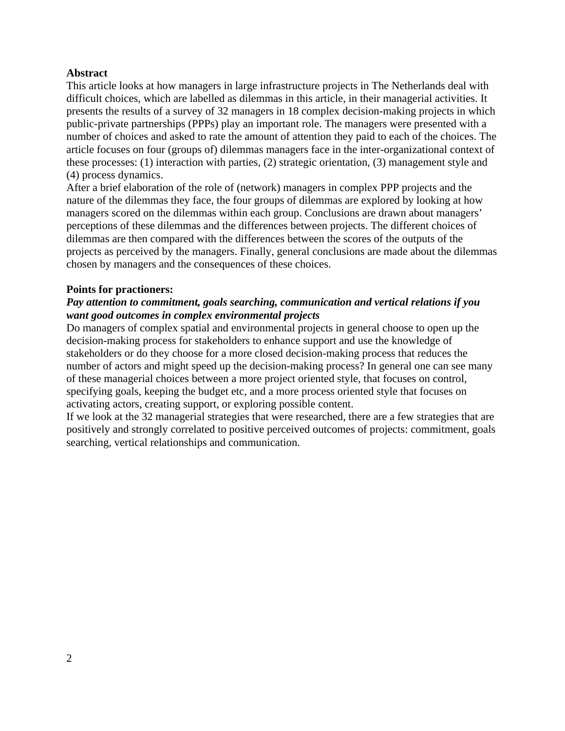**Abstract**

This article looks at how managers in large infrastructure projects in The Netherlands deal with difficult choices, which are labelled as dilemmas in this article, in their managerial activities. It presents the results of a survey of 32 managers in 18 complex decision-making projects in which public-private partnerships (PPPs) play an important role. The managers were presented with a number of choices and asked to rate the amount of attention they paid to each of the choices. The article focuses on four (groups of) dilemmas managers face in the inter-organizational context of these processes: (1) interaction with parties, (2) strategic orientation, (3) management style and (4) process dynamics.

After a brief elaboration of the role of (network) managers in complex PPP projects and the nature of the dilemmas they face, the four groups of dilemmas are explored by looking at how managers scored on the dilemmas within each group. Conclusions are drawn about managers' perceptions of these dilemmas and the differences between projects. The different choices of dilemmas are then compared with the differences between the scores of the outputs of the projects as perceived by the managers. Finally, general conclusions are made about the dilemmas chosen by managers and the consequences of these choices.

**Points for practioners:**

***Pay attention to commitment, goals searching, communication and vertical relations if you want good outcomes in complex environmental projects***

Do managers of complex spatial and environmental projects in general choose to open up the decision-making process for stakeholders to enhance support and use the knowledge of stakeholders or do they choose for a more closed decision-making process that reduces the number of actors and might speed up the decision-making process? In general one can see many of these managerial choices between a more project oriented style, that focuses on control, specifying goals, keeping the budget etc, and a more process oriented style that focuses on activating actors, creating support, or exploring possible content.

If we look at the 32 managerial strategies that were researched, there are a few strategies that are positively and strongly correlated to positive perceived outcomes of projects: commitment, goals searching, vertical relationships and communication.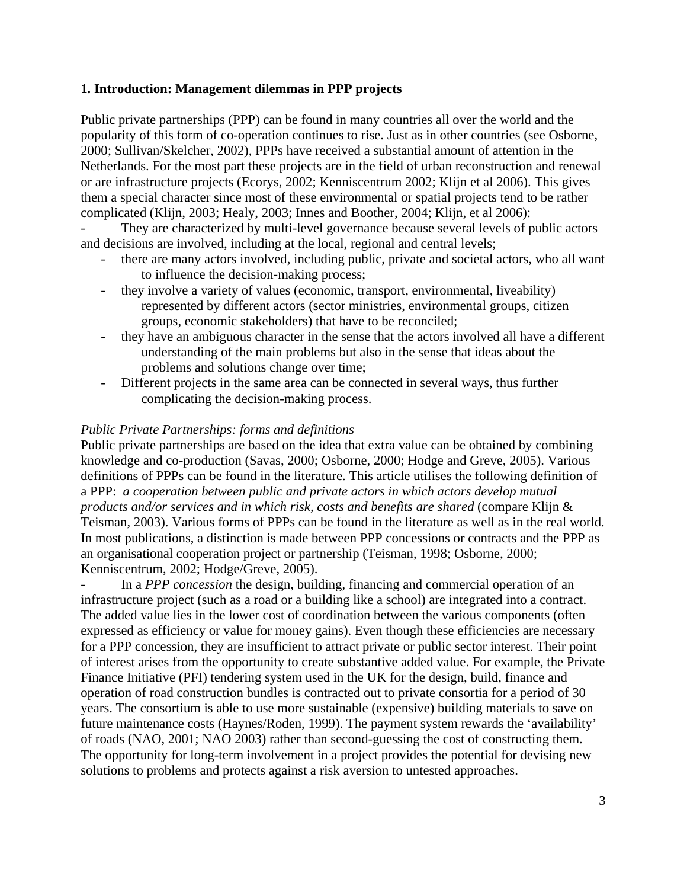## 1. Introduction: Management dilemmas in PPP projects

Public private partnerships (PPP) can be found in many countries all over the world and the popularity of this form of co-operation continues to rise. Just as in other countries (see Osborne, 2000; Sullivan/Skelcher, 2002), PPPs have received a substantial amount of attention in the Netherlands. For the most part these projects are in the field of urban reconstruction and renewal or are infrastructure projects (Ecorys, 2002; Kenniscentrum 2002; Klijn et al 2006). This gives them a special character since most of these environmental or spatial projects tend to be rather complicated (Klijn, 2003; Healy, 2003; Innes and Boother, 2004; Klijn, et al 2006):

- They are characterized by multi-level governance because several levels of public actors and decisions are involved, including at the local, regional and central levels;
- there are many actors involved, including public, private and societal actors, who all want to influence the decision-making process;
- they involve a variety of values (economic, transport, environmental, liveability) represented by different actors (sector ministries, environmental groups, citizen groups, economic stakeholders) that have to be reconciled;
- they have an ambiguous character in the sense that the actors involved all have a different understanding of the main problems but also in the sense that ideas about the problems and solutions change over time;
- Different projects in the same area can be connected in several ways, thus further complicating the decision-making process.

*Public Private Partnerships: forms and definitions*

Public private partnerships are based on the idea that extra value can be obtained by combining knowledge and co-production (Savas, 2000; Osborne, 2000; Hodge and Greve, 2005). Various definitions of PPPs can be found in the literature. This article utilises the following definition of a PPP: *a cooperation between public and private actors in which actors develop mutual products and/or services and in which risk, costs and benefits are shared* (compare Klijn & Teisman, 2003). Various forms of PPPs can be found in the literature as well as in the real world. In most publications, a distinction is made between PPP concessions or contracts and the PPP as an organisational cooperation project or partnership (Teisman, 1998; Osborne, 2000; Kenniscentrum, 2002; Hodge/Greve, 2005).

- In a *PPP concession* the design, building, financing and commercial operation of an infrastructure project (such as a road or a building like a school) are integrated into a contract. The added value lies in the lower cost of coordination between the various components (often expressed as efficiency or value for money gains). Even though these efficiencies are necessary for a PPP concession, they are insufficient to attract private or public sector interest. Their point of interest arises from the opportunity to create substantive added value. For example, the Private Finance Initiative (PFI) tendering system used in the UK for the design, build, finance and operation of road construction bundles is contracted out to private consortia for a period of 30 years. The consortium is able to use more sustainable (expensive) building materials to save on future maintenance costs (Haynes/Roden, 1999). The payment system rewards the 'availability' of roads (NAO, 2001; NAO 2003) rather than second-guessing the cost of constructing them. The opportunity for long-term involvement in a project provides the potential for devising new solutions to problems and protects against a risk aversion to untested approaches.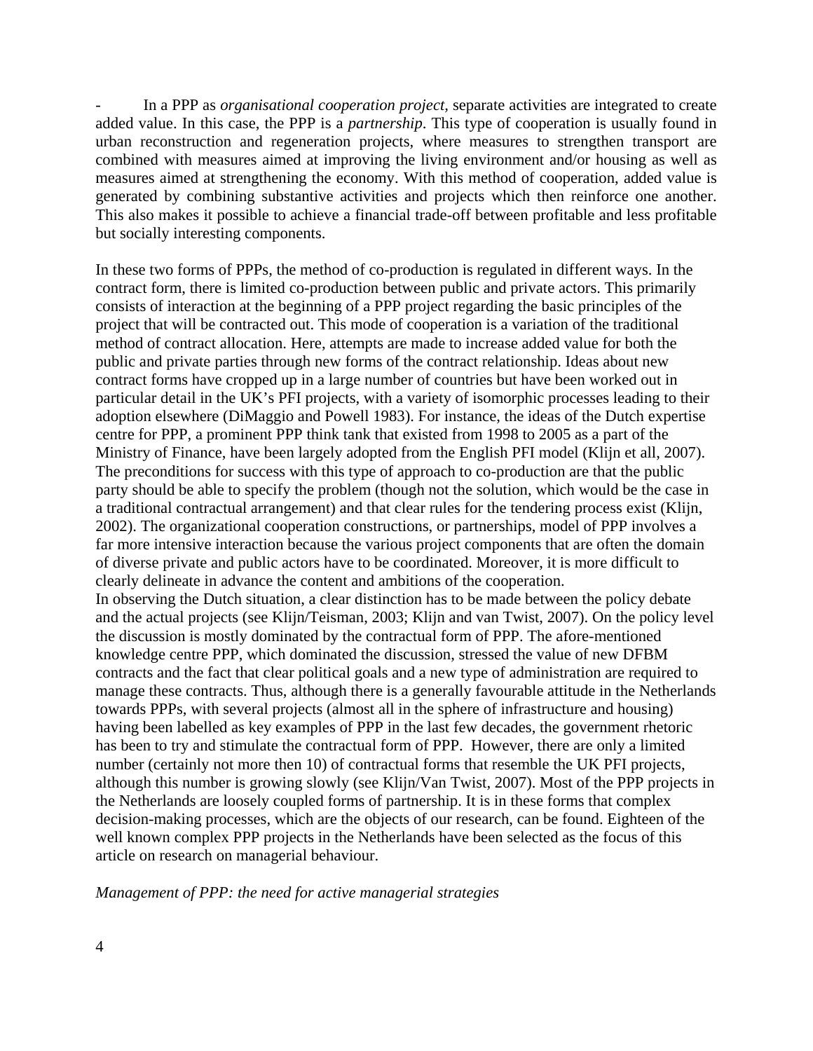- In a PPP as *organisational cooperation project,* separate activities are integrated to create added value. In this case, the PPP is a *partnership*. This type of cooperation is usually found in urban reconstruction and regeneration projects, where measures to strengthen transport are combined with measures aimed at improving the living environment and/or housing as well as measures aimed at strengthening the economy. With this method of cooperation, added value is generated by combining substantive activities and projects which then reinforce one another. This also makes it possible to achieve a financial trade-off between profitable and less profitable but socially interesting components.

In these two forms of PPPs, the method of co-production is regulated in different ways. In the contract form, there is limited co-production between public and private actors. This primarily consists of interaction at the beginning of a PPP project regarding the basic principles of the project that will be contracted out. This mode of cooperation is a variation of the traditional method of contract allocation. Here, attempts are made to increase added value for both the public and private parties through new forms of the contract relationship. Ideas about new contract forms have cropped up in a large number of countries but have been worked out in particular detail in the UK's PFI projects, with a variety of isomorphic processes leading to their adoption elsewhere (DiMaggio and Powell 1983). For instance, the ideas of the Dutch expertise centre for PPP, a prominent PPP think tank that existed from 1998 to 2005 as a part of the Ministry of Finance, have been largely adopted from the English PFI model (Klijn et all, 2007). The preconditions for success with this type of approach to co-production are that the public party should be able to specify the problem (though not the solution, which would be the case in a traditional contractual arrangement) and that clear rules for the tendering process exist (Klijn, 2002). The organizational cooperation constructions, or partnerships, model of PPP involves a far more intensive interaction because the various project components that are often the domain of diverse private and public actors have to be coordinated. Moreover, it is more difficult to clearly delineate in advance the content and ambitions of the cooperation.

In observing the Dutch situation, a clear distinction has to be made between the policy debate and the actual projects (see Klijn/Teisman, 2003; Klijn and van Twist, 2007). On the policy level the discussion is mostly dominated by the contractual form of PPP. The afore-mentioned knowledge centre PPP, which dominated the discussion, stressed the value of new DFBM contracts and the fact that clear political goals and a new type of administration are required to manage these contracts. Thus, although there is a generally favourable attitude in the Netherlands towards PPPs, with several projects (almost all in the sphere of infrastructure and housing) having been labelled as key examples of PPP in the last few decades, the government rhetoric has been to try and stimulate the contractual form of PPP. However, there are only a limited number (certainly not more then 10) of contractual forms that resemble the UK PFI projects, although this number is growing slowly (see Klijn/Van Twist, 2007). Most of the PPP projects in the Netherlands are loosely coupled forms of partnership. It is in these forms that complex decision-making processes, which are the objects of our research, can be found. Eighteen of the well known complex PPP projects in the Netherlands have been selected as the focus of this article on research on managerial behaviour.

*Management of PPP: the need for active managerial strategies*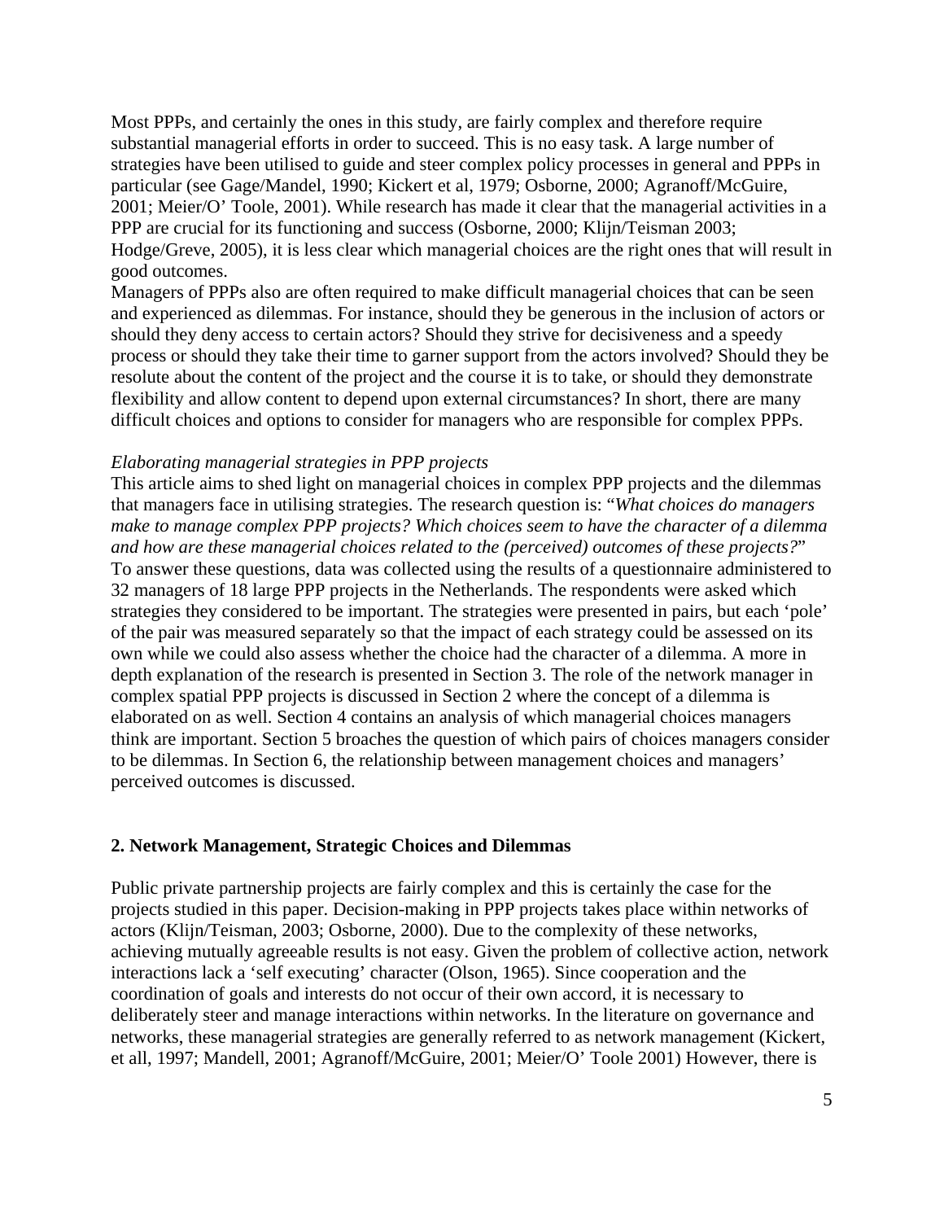Most PPPs, and certainly the ones in this study, are fairly complex and therefore require substantial managerial efforts in order to succeed. This is no easy task. A large number of strategies have been utilised to guide and steer complex policy processes in general and PPPs in particular (see Gage/Mandel, 1990; Kickert et al, 1979; Osborne, 2000; Agranoff/McGuire, 2001; Meier/O' Toole, 2001). While research has made it clear that the managerial activities in a PPP are crucial for its functioning and success (Osborne, 2000; Klijn/Teisman 2003; Hodge/Greve, 2005), it is less clear which managerial choices are the right ones that will result in good outcomes.

Managers of PPPs also are often required to make difficult managerial choices that can be seen and experienced as dilemmas. For instance, should they be generous in the inclusion of actors or should they deny access to certain actors? Should they strive for decisiveness and a speedy process or should they take their time to garner support from the actors involved? Should they be resolute about the content of the project and the course it is to take, or should they demonstrate flexibility and allow content to depend upon external circumstances? In short, there are many difficult choices and options to consider for managers who are responsible for complex PPPs.

*Elaborating managerial strategies in PPP projects*

This article aims to shed light on managerial choices in complex PPP projects and the dilemmas that managers face in utilising strategies. The research question is: "*What choices do managers make to manage complex PPP projects? Which choices seem to have the character of a dilemma and how are these managerial choices related to the (perceived) outcomes of these projects?*"

To answer these questions, data was collected using the results of a questionnaire administered to 32 managers of 18 large PPP projects in the Netherlands. The respondents were asked which strategies they considered to be important. The strategies were presented in pairs, but each 'pole' of the pair was measured separately so that the impact of each strategy could be assessed on its own while we could also assess whether the choice had the character of a dilemma. A more in depth explanation of the research is presented in Section 3. The role of the network manager in complex spatial PPP projects is discussed in Section 2 where the concept of a dilemma is elaborated on as well. Section 4 contains an analysis of which managerial choices managers think are important. Section 5 broaches the question of which pairs of choices managers consider to be dilemmas. In Section 6, the relationship between management choices and managers' perceived outcomes is discussed.

## 2. Network Management, Strategic Choices and Dilemmas

Public private partnership projects are fairly complex and this is certainly the case for the projects studied in this paper. Decision-making in PPP projects takes place within networks of actors (Klijn/Teisman, 2003; Osborne, 2000). Due to the complexity of these networks, achieving mutually agreeable results is not easy. Given the problem of collective action, network interactions lack a 'self executing' character (Olson, 1965). Since cooperation and the coordination of goals and interests do not occur of their own accord, it is necessary to deliberately steer and manage interactions within networks. In the literature on governance and networks, these managerial strategies are generally referred to as network management (Kickert, et all, 1997; Mandell, 2001; Agranoff/McGuire, 2001; Meier/O' Toole 2001) However, there is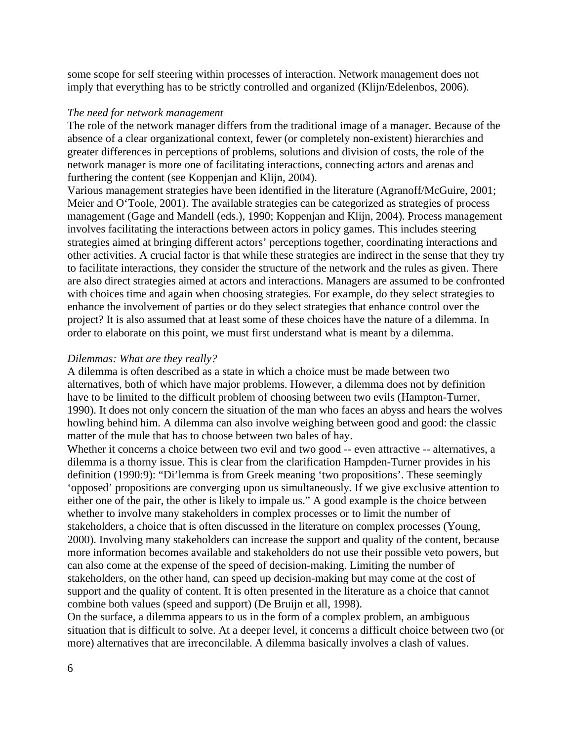some scope for self steering within processes of interaction. Network management does not imply that everything has to be strictly controlled and organized (Klijn/Edelenbos, 2006).

*The need for network management*

The role of the network manager differs from the traditional image of a manager. Because of the absence of a clear organizational context, fewer (or completely non-existent) hierarchies and greater differences in perceptions of problems, solutions and division of costs, the role of the network manager is more one of facilitating interactions, connecting actors and arenas and furthering the content (see Koppenjan and Klijn, 2004).

Various management strategies have been identified in the literature (Agranoff/McGuire, 2001; Meier and O'Toole, 2001). The available strategies can be categorized as strategies of process management (Gage and Mandell (eds.), 1990; Koppenjan and Klijn, 2004). Process management involves facilitating the interactions between actors in policy games. This includes steering strategies aimed at bringing different actors' perceptions together, coordinating interactions and other activities. A crucial factor is that while these strategies are indirect in the sense that they try to facilitate interactions, they consider the structure of the network and the rules as given. There are also direct strategies aimed at actors and interactions. Managers are assumed to be confronted with choices time and again when choosing strategies. For example, do they select strategies to enhance the involvement of parties or do they select strategies that enhance control over the project? It is also assumed that at least some of these choices have the nature of a dilemma. In order to elaborate on this point, we must first understand what is meant by a dilemma.

*Dilemmas: What are they really?*

A dilemma is often described as a state in which a choice must be made between two alternatives, both of which have major problems. However, a dilemma does not by definition have to be limited to the difficult problem of choosing between two evils (Hampton-Turner, 1990). It does not only concern the situation of the man who faces an abyss and hears the wolves howling behind him. A dilemma can also involve weighing between good and good: the classic matter of the mule that has to choose between two bales of hay.

Whether it concerns a choice between two evil and two good -- even attractive -- alternatives, a dilemma is a thorny issue. This is clear from the clarification Hampden-Turner provides in his definition (1990:9): "Di'lemma is from Greek meaning 'two propositions'. These seemingly 'opposed' propositions are converging upon us simultaneously. If we give exclusive attention to either one of the pair, the other is likely to impale us." A good example is the choice between whether to involve many stakeholders in complex processes or to limit the number of stakeholders, a choice that is often discussed in the literature on complex processes (Young, 2000). Involving many stakeholders can increase the support and quality of the content, because more information becomes available and stakeholders do not use their possible veto powers, but can also come at the expense of the speed of decision-making. Limiting the number of stakeholders, on the other hand, can speed up decision-making but may come at the cost of support and the quality of content. It is often presented in the literature as a choice that cannot combine both values (speed and support) (De Bruijn et all, 1998).

On the surface, a dilemma appears to us in the form of a complex problem, an ambiguous situation that is difficult to solve. At a deeper level, it concerns a difficult choice between two (or more) alternatives that are irreconcilable. A dilemma basically involves a clash of values.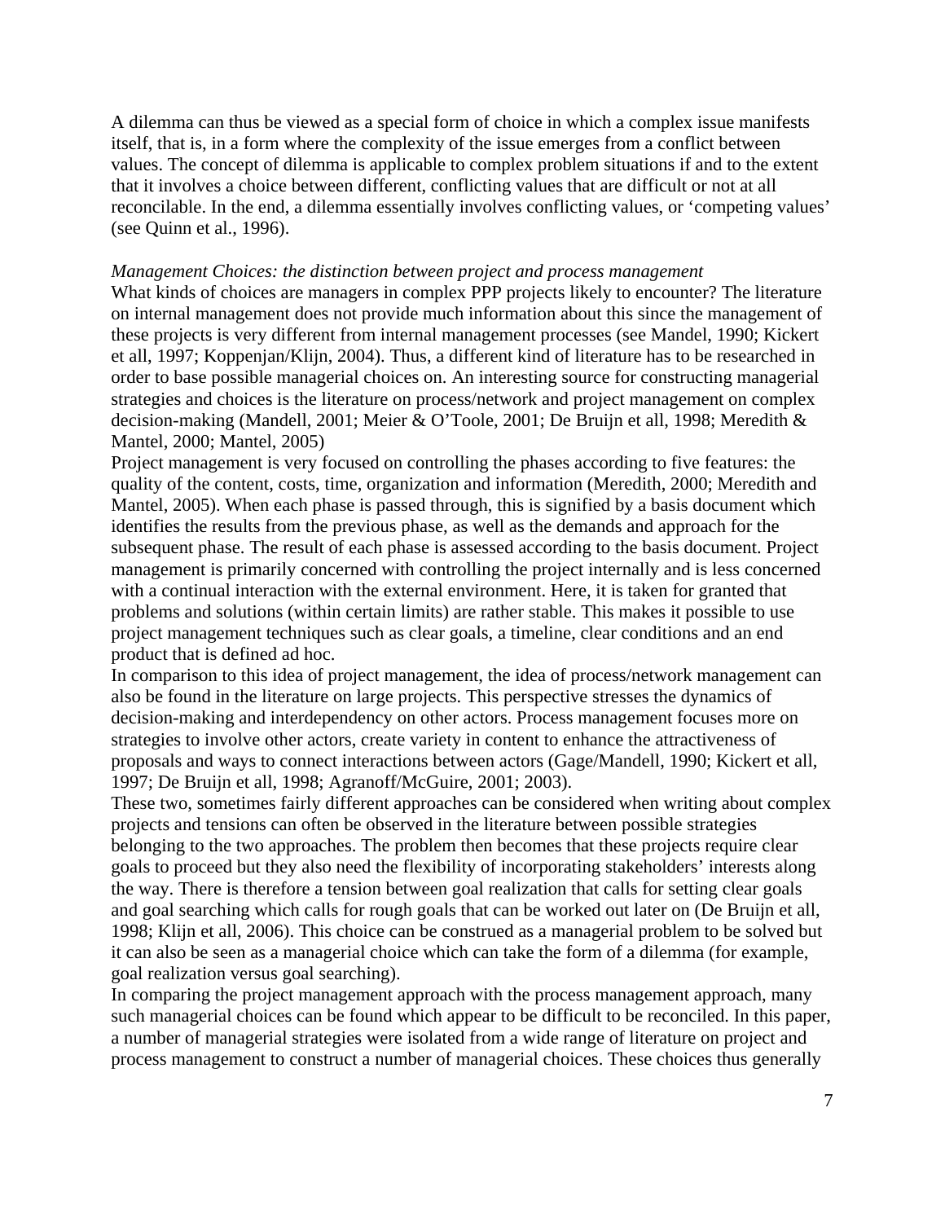A dilemma can thus be viewed as a special form of choice in which a complex issue manifests itself, that is, in a form where the complexity of the issue emerges from a conflict between values. The concept of dilemma is applicable to complex problem situations if and to the extent that it involves a choice between different, conflicting values that are difficult or not at all reconcilable. In the end, a dilemma essentially involves conflicting values, or 'competing values' (see Quinn et al., 1996).

*Management Choices: the distinction between project and process management*

What kinds of choices are managers in complex PPP projects likely to encounter? The literature on internal management does not provide much information about this since the management of these projects is very different from internal management processes (see Mandel, 1990; Kickert et all, 1997; Koppenjan/Klijn, 2004). Thus, a different kind of literature has to be researched in order to base possible managerial choices on. An interesting source for constructing managerial strategies and choices is the literature on process/network and project management on complex decision-making (Mandell, 2001; Meier & O'Toole, 2001; De Bruijn et all, 1998; Meredith & Mantel, 2000; Mantel, 2005)

Project management is very focused on controlling the phases according to five features: the quality of the content, costs, time, organization and information (Meredith, 2000; Meredith and Mantel, 2005). When each phase is passed through, this is signified by a basis document which identifies the results from the previous phase, as well as the demands and approach for the subsequent phase. The result of each phase is assessed according to the basis document. Project management is primarily concerned with controlling the project internally and is less concerned with a continual interaction with the external environment. Here, it is taken for granted that problems and solutions (within certain limits) are rather stable. This makes it possible to use project management techniques such as clear goals, a timeline, clear conditions and an end product that is defined ad hoc.

In comparison to this idea of project management, the idea of process/network management can also be found in the literature on large projects. This perspective stresses the dynamics of decision-making and interdependency on other actors. Process management focuses more on strategies to involve other actors, create variety in content to enhance the attractiveness of proposals and ways to connect interactions between actors (Gage/Mandell, 1990; Kickert et all, 1997; De Bruijn et all, 1998; Agranoff/McGuire, 2001; 2003).

These two, sometimes fairly different approaches can be considered when writing about complex projects and tensions can often be observed in the literature between possible strategies belonging to the two approaches. The problem then becomes that these projects require clear goals to proceed but they also need the flexibility of incorporating stakeholders' interests along the way. There is therefore a tension between goal realization that calls for setting clear goals and goal searching which calls for rough goals that can be worked out later on (De Bruijn et all, 1998; Klijn et all, 2006). This choice can be construed as a managerial problem to be solved but it can also be seen as a managerial choice which can take the form of a dilemma (for example, goal realization versus goal searching).

In comparing the project management approach with the process management approach, many such managerial choices can be found which appear to be difficult to be reconciled. In this paper, a number of managerial strategies were isolated from a wide range of literature on project and process management to construct a number of managerial choices. These choices thus generally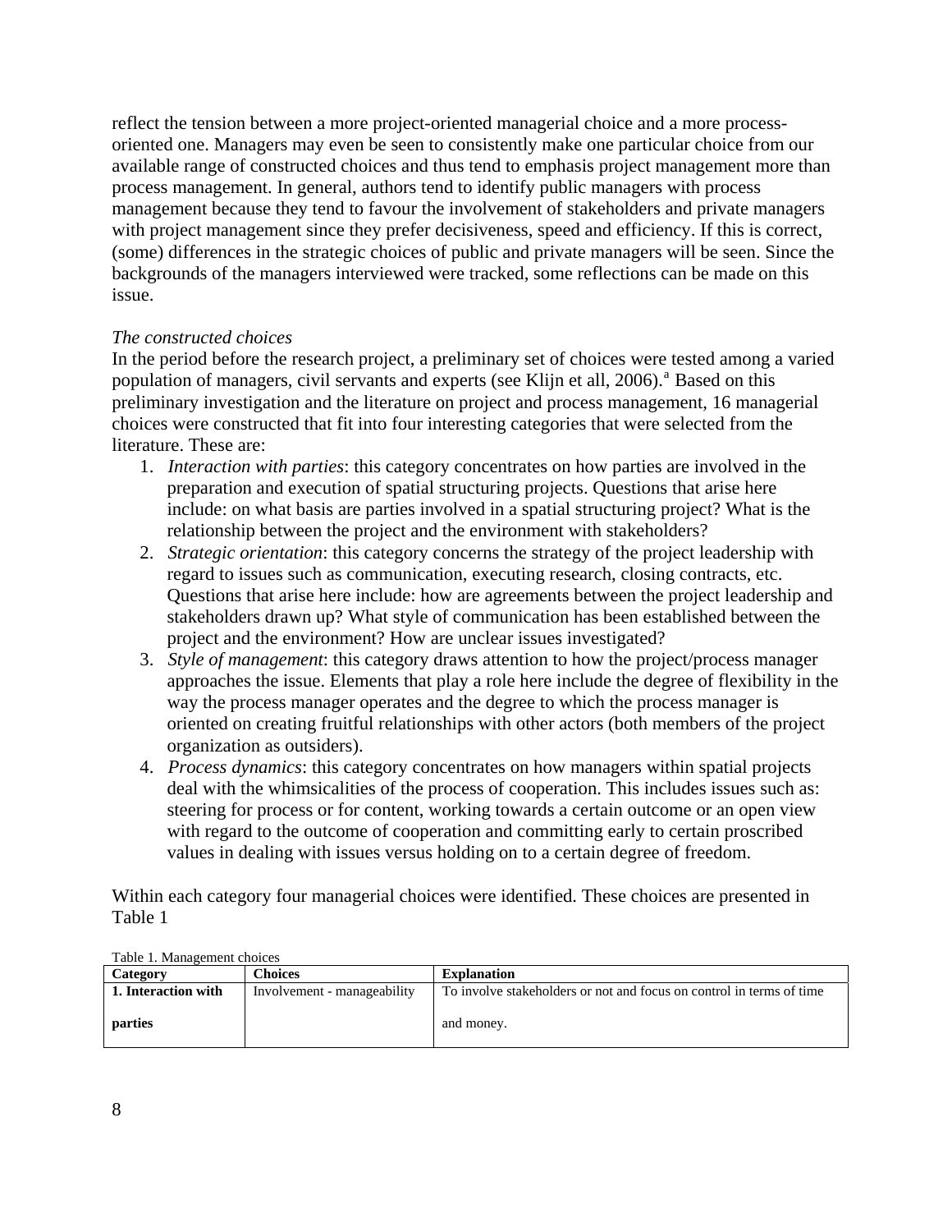reflect the tension between a more project-oriented managerial choice and a more process-oriented one. Managers may even be seen to consistently make one particular choice from our available range of constructed choices and thus tend to emphasis project management more than process management. In general, authors tend to identify public managers with process management because they tend to favour the involvement of stakeholders and private managers with project management since they prefer decisiveness, speed and efficiency. If this is correct, (some) differences in the strategic choices of public and private managers will be seen. Since the backgrounds of the managers interviewed were tracked, some reflections can be made on this issue.

*The constructed choices*

In the period before the research project, a preliminary set of choices were tested among a varied population of managers, civil servants and experts (see Klijn et all, 2006).[a] Based on this preliminary investigation and the literature on project and process management, 16 managerial choices were constructed that fit into four interesting categories that were selected from the literature. These are:

1. *Interaction with parties*: this category concentrates on how parties are involved in the preparation and execution of spatial structuring projects. Questions that arise here include: on what basis are parties involved in a spatial structuring project? What is the relationship between the project and the environment with stakeholders?
2. *Strategic orientation*: this category concerns the strategy of the project leadership with regard to issues such as communication, executing research, closing contracts, etc. Questions that arise here include: how are agreements between the project leadership and stakeholders drawn up? What style of communication has been established between the project and the environment? How are unclear issues investigated?
3. *Style of management*: this category draws attention to how the project/process manager approaches the issue. Elements that play a role here include the degree of flexibility in the way the process manager operates and the degree to which the process manager is oriented on creating fruitful relationships with other actors (both members of the project organization as outsiders).
4. *Process dynamics*: this category concentrates on how managers within spatial projects deal with the whimsicalities of the process of cooperation. This includes issues such as: steering for process or for content, working towards a certain outcome or an open view with regard to the outcome of cooperation and committing early to certain proscribed values in dealing with issues versus holding on to a certain degree of freedom.

Within each category four managerial choices were identified. These choices are presented in Table 1

Table 1. Management choices

| Category | Choices | Explanation |
|---|---|---|
| **1. Interaction with parties** | Involvement - manageability | To involve stakeholders or not and focus on control in terms of time and money. |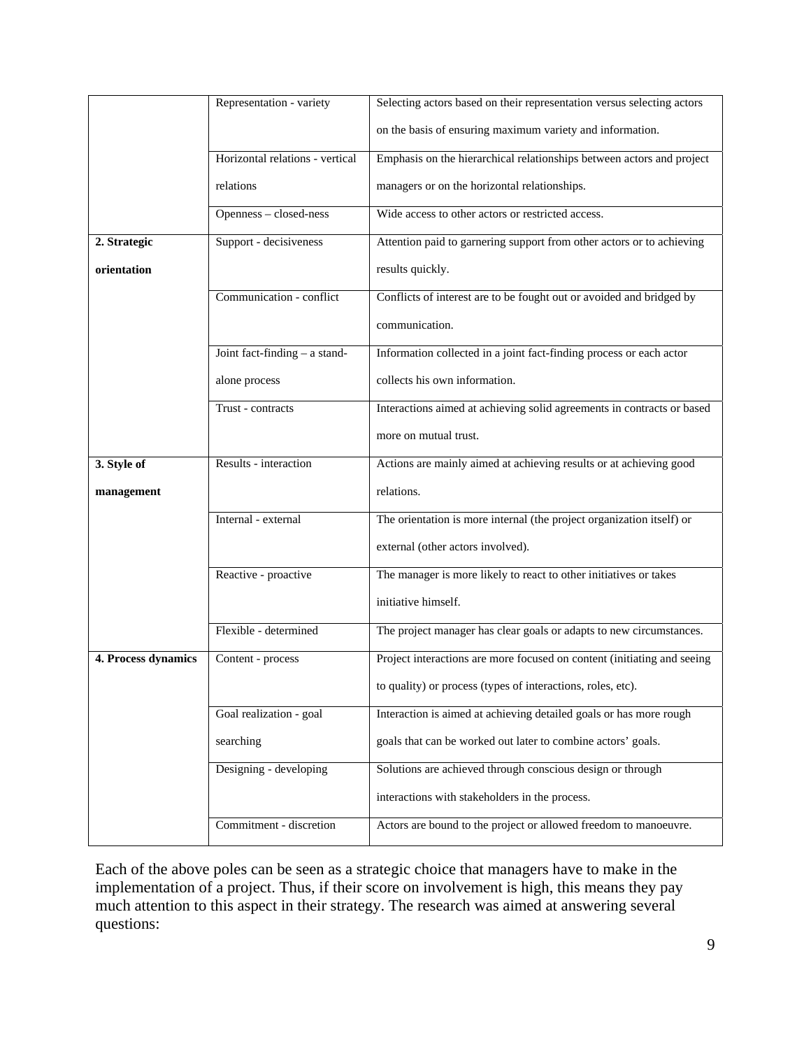| | | |
|---|---|---|
| | Representation - variety | Selecting actors based on their representation versus selecting actors on the basis of ensuring maximum variety and information. |
| | Horizontal relations - vertical relations | Emphasis on the hierarchical relationships between actors and project managers or on the horizontal relationships. |
| | Openness – closed-ness | Wide access to other actors or restricted access. |
| **2. Strategic orientation** | Support - decisiveness | Attention paid to garnering support from other actors or to achieving results quickly. |
| | Communication - conflict | Conflicts of interest are to be fought out or avoided and bridged by communication. |
| | Joint fact-finding – a stand-alone process | Information collected in a joint fact-finding process or each actor collects his own information. |
| | Trust - contracts | Interactions aimed at achieving solid agreements in contracts or based more on mutual trust. |
| **3. Style of management** | Results - interaction | Actions are mainly aimed at achieving results or at achieving good relations. |
| | Internal - external | The orientation is more internal (the project organization itself) or external (other actors involved). |
| | Reactive - proactive | The manager is more likely to react to other initiatives or takes initiative himself. |
| | Flexible - determined | The project manager has clear goals or adapts to new circumstances. |
| **4. Process dynamics** | Content - process | Project interactions are more focused on content (initiating and seeing to quality) or process (types of interactions, roles, etc). |
| | Goal realization - goal searching | Interaction is aimed at achieving detailed goals or has more rough goals that can be worked out later to combine actors' goals. |
| | Designing - developing | Solutions are achieved through conscious design or through interactions with stakeholders in the process. |
| | Commitment - discretion | Actors are bound to the project or allowed freedom to manoeuvre. |

Each of the above poles can be seen as a strategic choice that managers have to make in the implementation of a project. Thus, if their score on involvement is high, this means they pay much attention to this aspect in their strategy. The research was aimed at answering several questions: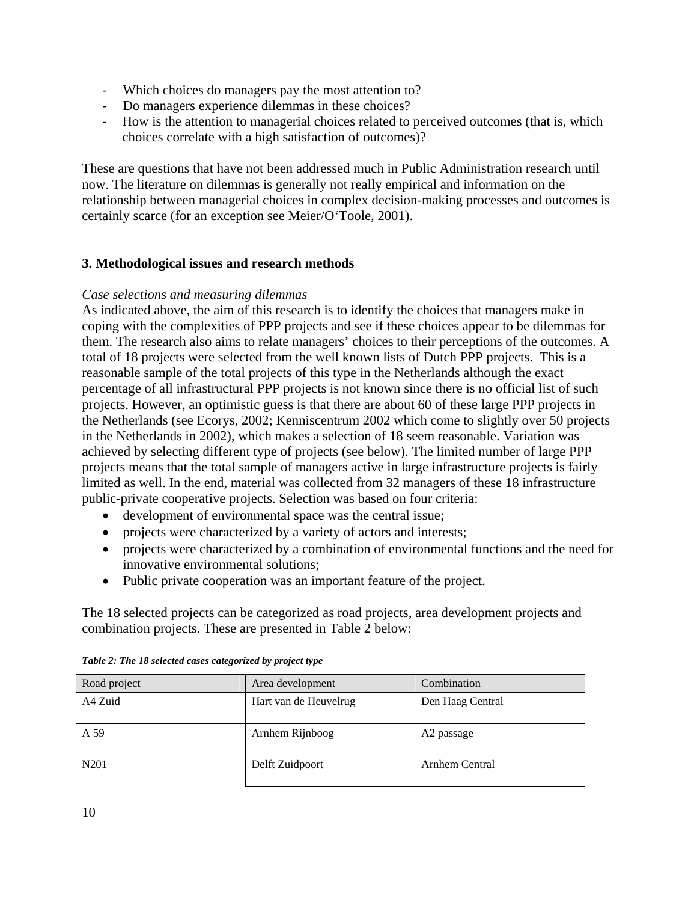- Which choices do managers pay the most attention to?
- Do managers experience dilemmas in these choices?
- How is the attention to managerial choices related to perceived outcomes (that is, which choices correlate with a high satisfaction of outcomes)?

These are questions that have not been addressed much in Public Administration research until now. The literature on dilemmas is generally not really empirical and information on the relationship between managerial choices in complex decision-making processes and outcomes is certainly scarce (for an exception see Meier/O'Toole, 2001).

## 3. Methodological issues and research methods

*Case selections and measuring dilemmas*

As indicated above, the aim of this research is to identify the choices that managers make in coping with the complexities of PPP projects and see if these choices appear to be dilemmas for them. The research also aims to relate managers' choices to their perceptions of the outcomes. A total of 18 projects were selected from the well known lists of Dutch PPP projects. This is a reasonable sample of the total projects of this type in the Netherlands although the exact percentage of all infrastructural PPP projects is not known since there is no official list of such projects. However, an optimistic guess is that there are about 60 of these large PPP projects in the Netherlands (see Ecorys, 2002; Kenniscentrum 2002 which come to slightly over 50 projects in the Netherlands in 2002), which makes a selection of 18 seem reasonable. Variation was achieved by selecting different type of projects (see below). The limited number of large PPP projects means that the total sample of managers active in large infrastructure projects is fairly limited as well. In the end, material was collected from 32 managers of these 18 infrastructure public-private cooperative projects. Selection was based on four criteria:

- development of environmental space was the central issue;
- projects were characterized by a variety of actors and interests;
- projects were characterized by a combination of environmental functions and the need for innovative environmental solutions;
- Public private cooperation was an important feature of the project.

The 18 selected projects can be categorized as road projects, area development projects and combination projects. These are presented in Table 2 below:

***Table 2: The 18 selected cases categorized by project type***

| Road project | Area development | Combination |
|---|---|---|
| A4 Zuid | Hart van de Heuvelrug | Den Haag Central |
| A 59 | Arnhem Rijnboog | A2 passage |
| N201 | Delft Zuidpoort | Arnhem Central |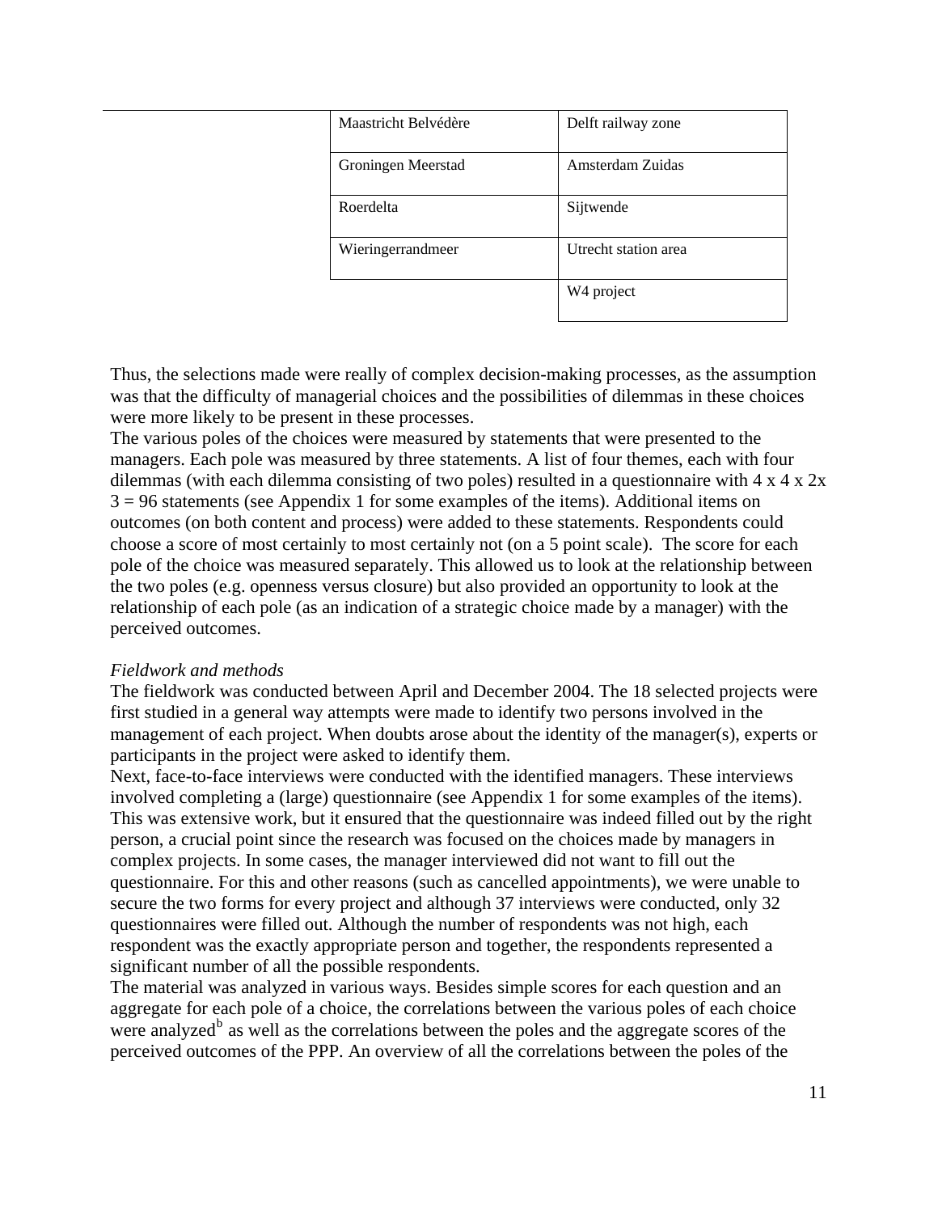| | |
|---|---|
| Maastricht Belvédère | Delft railway zone |
| Groningen Meerstad | Amsterdam Zuidas |
| Roerdelta | Sijtwende |
| Wieringerrandmeer | Utrecht station area |
| | W4 project |

Thus, the selections made were really of complex decision-making processes, as the assumption was that the difficulty of managerial choices and the possibilities of dilemmas in these choices were more likely to be present in these processes.
The various poles of the choices were measured by statements that were presented to the managers. Each pole was measured by three statements. A list of four themes, each with four dilemmas (with each dilemma consisting of two poles) resulted in a questionnaire with 4 x 4 x 2x 3 = 96 statements (see Appendix 1 for some examples of the items). Additional items on outcomes (on both content and process) were added to these statements. Respondents could choose a score of most certainly to most certainly not (on a 5 point scale). The score for each pole of the choice was measured separately. This allowed us to look at the relationship between the two poles (e.g. openness versus closure) but also provided an opportunity to look at the relationship of each pole (as an indication of a strategic choice made by a manager) with the perceived outcomes.

*Fieldwork and methods*
The fieldwork was conducted between April and December 2004. The 18 selected projects were first studied in a general way attempts were made to identify two persons involved in the management of each project. When doubts arose about the identity of the manager(s), experts or participants in the project were asked to identify them.
Next, face-to-face interviews were conducted with the identified managers. These interviews involved completing a (large) questionnaire (see Appendix 1 for some examples of the items). This was extensive work, but it ensured that the questionnaire was indeed filled out by the right person, a crucial point since the research was focused on the choices made by managers in complex projects. In some cases, the manager interviewed did not want to fill out the questionnaire. For this and other reasons (such as cancelled appointments), we were unable to secure the two forms for every project and although 37 interviews were conducted, only 32 questionnaires were filled out. Although the number of respondents was not high, each respondent was the exactly appropriate person and together, the respondents represented a significant number of all the possible respondents.
The material was analyzed in various ways. Besides simple scores for each question and an aggregate for each pole of a choice, the correlations between the various poles of each choice were analyzed[b] as well as the correlations between the poles and the aggregate scores of the perceived outcomes of the PPP. An overview of all the correlations between the poles of the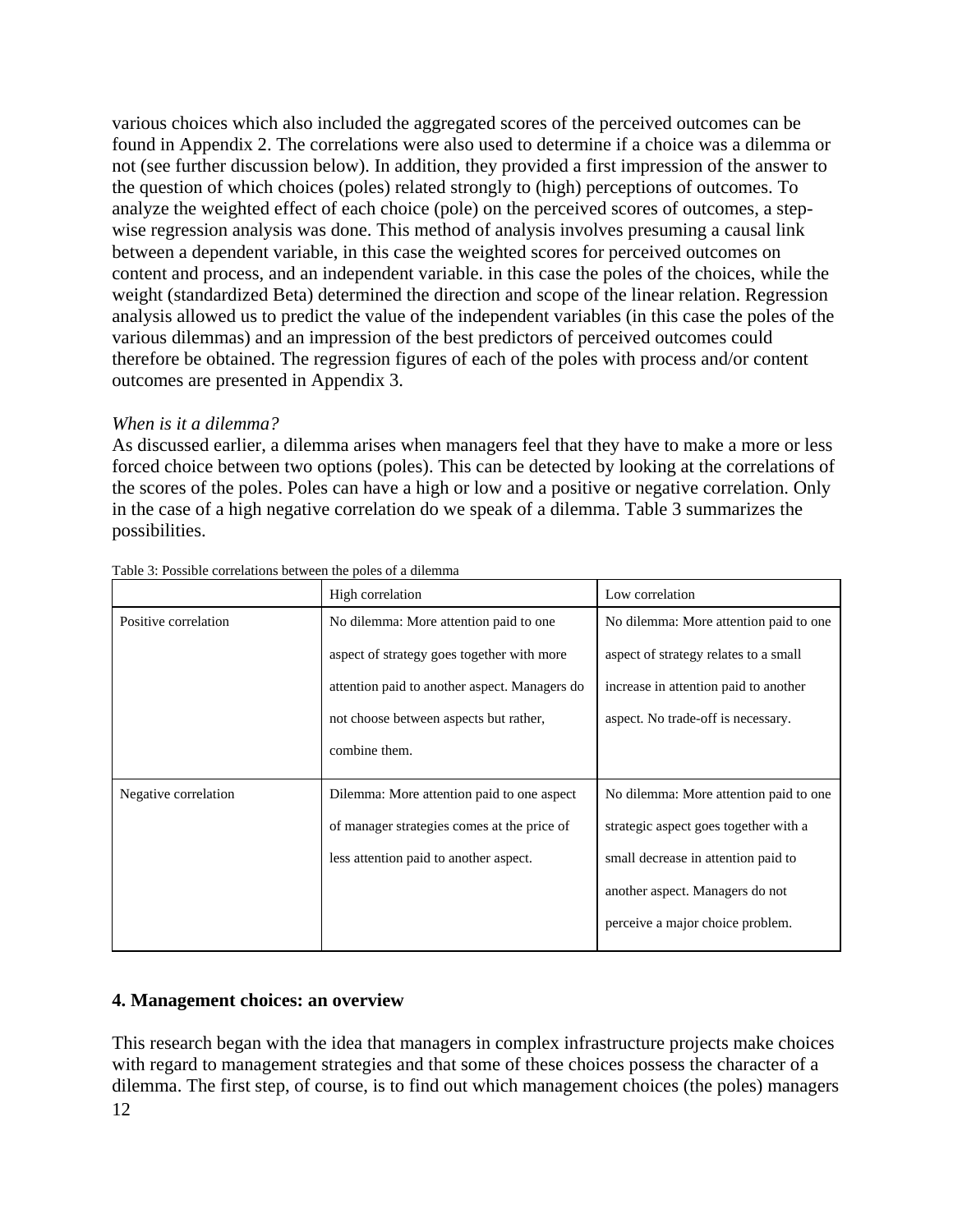various choices which also included the aggregated scores of the perceived outcomes can be found in Appendix 2. The correlations were also used to determine if a choice was a dilemma or not (see further discussion below). In addition, they provided a first impression of the answer to the question of which choices (poles) related strongly to (high) perceptions of outcomes. To analyze the weighted effect of each choice (pole) on the perceived scores of outcomes, a step-wise regression analysis was done. This method of analysis involves presuming a causal link between a dependent variable, in this case the weighted scores for perceived outcomes on content and process, and an independent variable. in this case the poles of the choices, while the weight (standardized Beta) determined the direction and scope of the linear relation. Regression analysis allowed us to predict the value of the independent variables (in this case the poles of the various dilemmas) and an impression of the best predictors of perceived outcomes could therefore be obtained. The regression figures of each of the poles with process and/or content outcomes are presented in Appendix 3.

*When is it a dilemma?*

As discussed earlier, a dilemma arises when managers feel that they have to make a more or less forced choice between two options (poles). This can be detected by looking at the correlations of the scores of the poles. Poles can have a high or low and a positive or negative correlation. Only in the case of a high negative correlation do we speak of a dilemma. Table 3 summarizes the possibilities.

Table 3: Possible correlations between the poles of a dilemma

| | High correlation | Low correlation |
|---|---|---|
| Positive correlation | No dilemma: More attention paid to one aspect of strategy goes together with more attention paid to another aspect. Managers do not choose between aspects but rather, combine them. | No dilemma: More attention paid to one aspect of strategy relates to a small increase in attention paid to another aspect. No trade-off is necessary. |
| Negative correlation | Dilemma: More attention paid to one aspect of manager strategies comes at the price of less attention paid to another aspect. | No dilemma: More attention paid to one strategic aspect goes together with a small decrease in attention paid to another aspect. Managers do not perceive a major choice problem. |

## 4. Management choices: an overview

This research began with the idea that managers in complex infrastructure projects make choices with regard to management strategies and that some of these choices possess the character of a dilemma. The first step, of course, is to find out which management choices (the poles) managers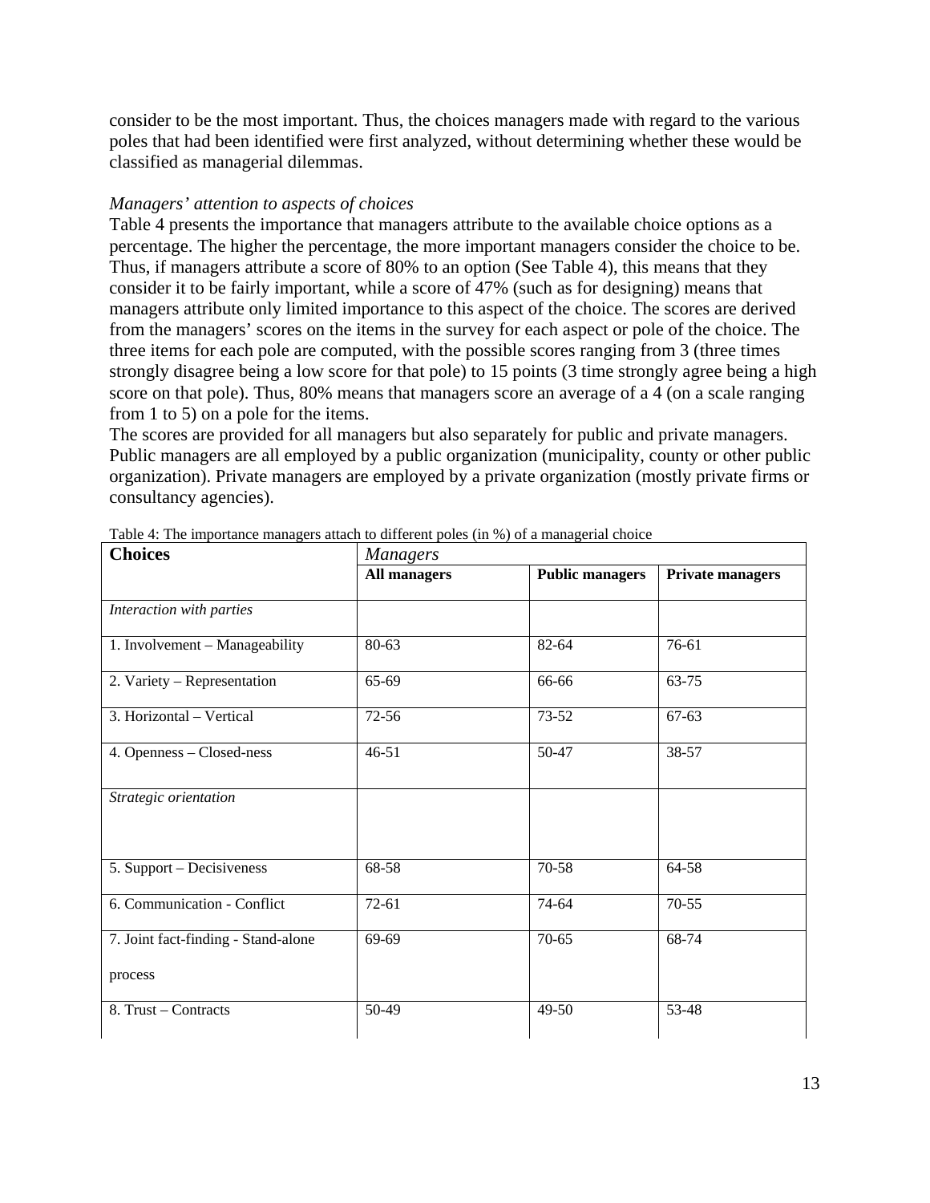consider to be the most important. Thus, the choices managers made with regard to the various poles that had been identified were first analyzed, without determining whether these would be classified as managerial dilemmas.

*Managers' attention to aspects of choices*

Table 4 presents the importance that managers attribute to the available choice options as a percentage. The higher the percentage, the more important managers consider the choice to be. Thus, if managers attribute a score of 80% to an option (See Table 4), this means that they consider it to be fairly important, while a score of 47% (such as for designing) means that managers attribute only limited importance to this aspect of the choice. The scores are derived from the managers' scores on the items in the survey for each aspect or pole of the choice. The three items for each pole are computed, with the possible scores ranging from 3 (three times strongly disagree being a low score for that pole) to 15 points (3 time strongly agree being a high score on that pole). Thus, 80% means that managers score an average of a 4 (on a scale ranging from 1 to 5) on a pole for the items.

The scores are provided for all managers but also separately for public and private managers. Public managers are all employed by a public organization (municipality, county or other public organization). Private managers are employed by a private organization (mostly private firms or consultancy agencies).

Table 4: The importance managers attach to different poles (in %) of a managerial choice

| **Choices** | *Managers* | | |
|---|---|---|---|
| | **All managers** | **Public managers** | **Private managers** |
| *Interaction with parties* | | | |
| 1. Involvement – Manageability | 80-63 | 82-64 | 76-61 |
| 2. Variety – Representation | 65-69 | 66-66 | 63-75 |
| 3. Horizontal – Vertical | 72-56 | 73-52 | 67-63 |
| 4. Openness – Closed-ness | 46-51 | 50-47 | 38-57 |
| *Strategic orientation* | | | |
| 5. Support – Decisiveness | 68-58 | 70-58 | 64-58 |
| 6. Communication - Conflict | 72-61 | 74-64 | 70-55 |
| 7. Joint fact-finding - Stand-alone process | 69-69 | 70-65 | 68-74 |
| 8. Trust – Contracts | 50-49 | 49-50 | 53-48 |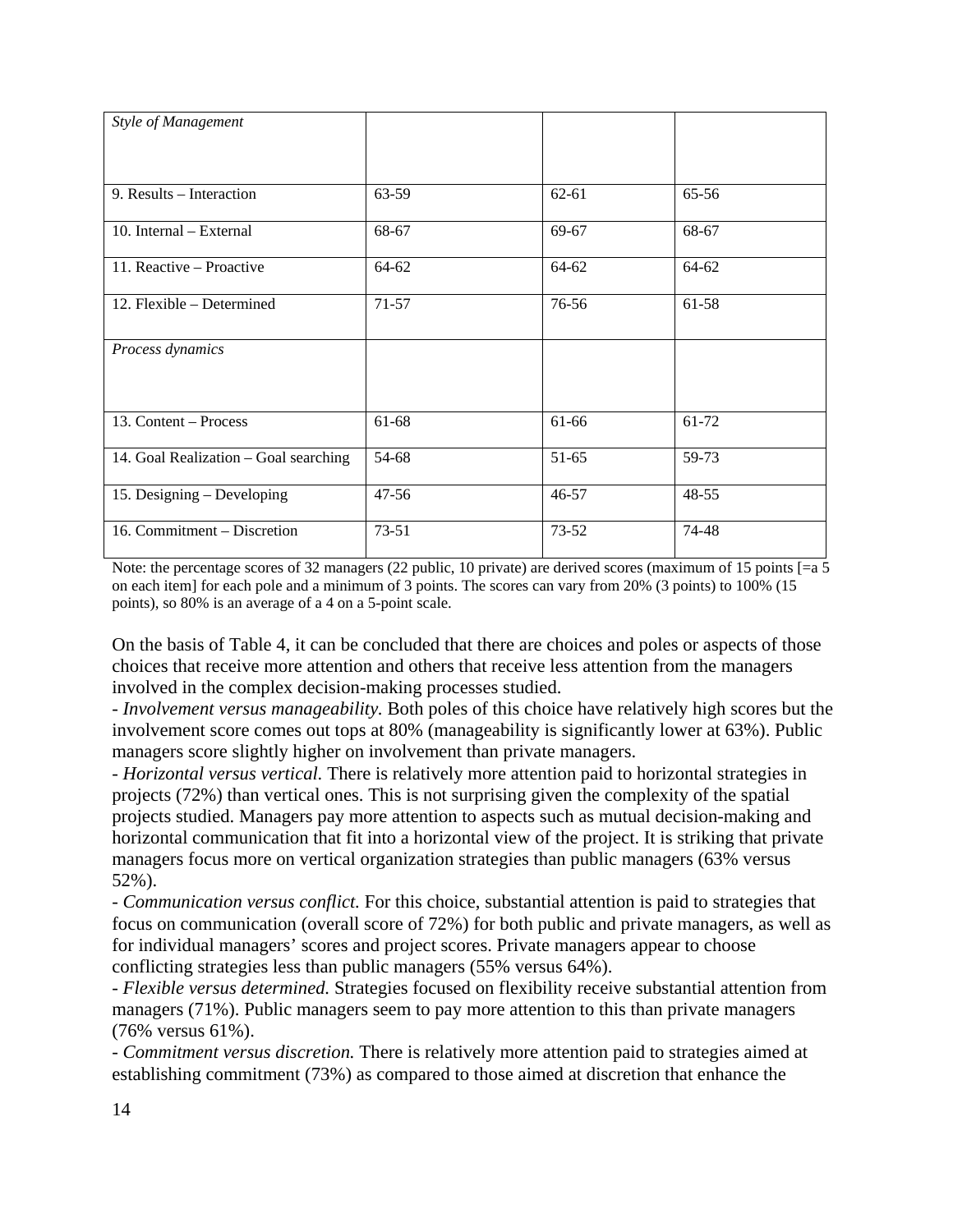| | | | |
|---|---|---|---|
| *Style of Management* | | | |
| 9. Results – Interaction | 63-59 | 62-61 | 65-56 |
| 10. Internal – External | 68-67 | 69-67 | 68-67 |
| 11. Reactive – Proactive | 64-62 | 64-62 | 64-62 |
| 12. Flexible – Determined | 71-57 | 76-56 | 61-58 |
| *Process dynamics* | | | |
| 13. Content – Process | 61-68 | 61-66 | 61-72 |
| 14. Goal Realization – Goal searching | 54-68 | 51-65 | 59-73 |
| 15. Designing – Developing | 47-56 | 46-57 | 48-55 |
| 16. Commitment – Discretion | 73-51 | 73-52 | 74-48 |

Note: the percentage scores of 32 managers (22 public, 10 private) are derived scores (maximum of 15 points [=a 5 on each item] for each pole and a minimum of 3 points. The scores can vary from 20% (3 points) to 100% (15 points), so 80% is an average of a 4 on a 5-point scale.

On the basis of Table 4, it can be concluded that there are choices and poles or aspects of those choices that receive more attention and others that receive less attention from the managers involved in the complex decision-making processes studied.

- *Involvement versus manageability.* Both poles of this choice have relatively high scores but the involvement score comes out tops at 80% (manageability is significantly lower at 63%). Public managers score slightly higher on involvement than private managers.
- *Horizontal versus vertical.* There is relatively more attention paid to horizontal strategies in projects (72%) than vertical ones. This is not surprising given the complexity of the spatial projects studied. Managers pay more attention to aspects such as mutual decision-making and horizontal communication that fit into a horizontal view of the project. It is striking that private managers focus more on vertical organization strategies than public managers (63% versus 52%).
- *Communication versus conflict.* For this choice, substantial attention is paid to strategies that focus on communication (overall score of 72%) for both public and private managers, as well as for individual managers' scores and project scores. Private managers appear to choose conflicting strategies less than public managers (55% versus 64%).
- *Flexible versus determined.* Strategies focused on flexibility receive substantial attention from managers (71%). Public managers seem to pay more attention to this than private managers (76% versus 61%).
- *Commitment versus discretion.* There is relatively more attention paid to strategies aimed at establishing commitment (73%) as compared to those aimed at discretion that enhance the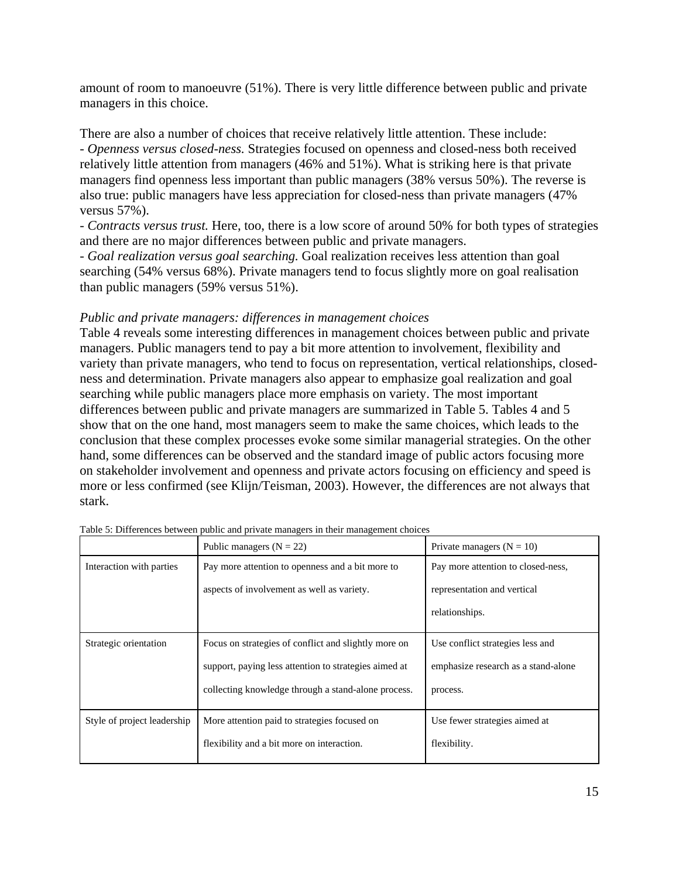amount of room to manoeuvre (51%). There is very little difference between public and private managers in this choice.

There are also a number of choices that receive relatively little attention. These include:
- *Openness versus closed-ness.* Strategies focused on openness and closed-ness both received relatively little attention from managers (46% and 51%). What is striking here is that private managers find openness less important than public managers (38% versus 50%). The reverse is also true: public managers have less appreciation for closed-ness than private managers (47% versus 57%).
- *Contracts versus trust.* Here, too, there is a low score of around 50% for both types of strategies and there are no major differences between public and private managers.
- *Goal realization versus goal searching.* Goal realization receives less attention than goal searching (54% versus 68%). Private managers tend to focus slightly more on goal realisation than public managers (59% versus 51%).

*Public and private managers: differences in management choices*

Table 4 reveals some interesting differences in management choices between public and private managers. Public managers tend to pay a bit more attention to involvement, flexibility and variety than private managers, who tend to focus on representation, vertical relationships, closed-ness and determination. Private managers also appear to emphasize goal realization and goal searching while public managers place more emphasis on variety. The most important differences between public and private managers are summarized in Table 5. Tables 4 and 5 show that on the one hand, most managers seem to make the same choices, which leads to the conclusion that these complex processes evoke some similar managerial strategies. On the other hand, some differences can be observed and the standard image of public actors focusing more on stakeholder involvement and openness and private actors focusing on efficiency and speed is more or less confirmed (see Klijn/Teisman, 2003). However, the differences are not always that stark.

Table 5: Differences between public and private managers in their management choices

| | Public managers (N = 22) | Private managers (N = 10) |
|---|---|---|
| Interaction with parties | Pay more attention to openness and a bit more to aspects of involvement as well as variety. | Pay more attention to closed-ness, representation and vertical relationships. |
| Strategic orientation | Focus on strategies of conflict and slightly more on support, paying less attention to strategies aimed at collecting knowledge through a stand-alone process. | Use conflict strategies less and emphasize research as a stand-alone process. |
| Style of project leadership | More attention paid to strategies focused on flexibility and a bit more on interaction. | Use fewer strategies aimed at flexibility. |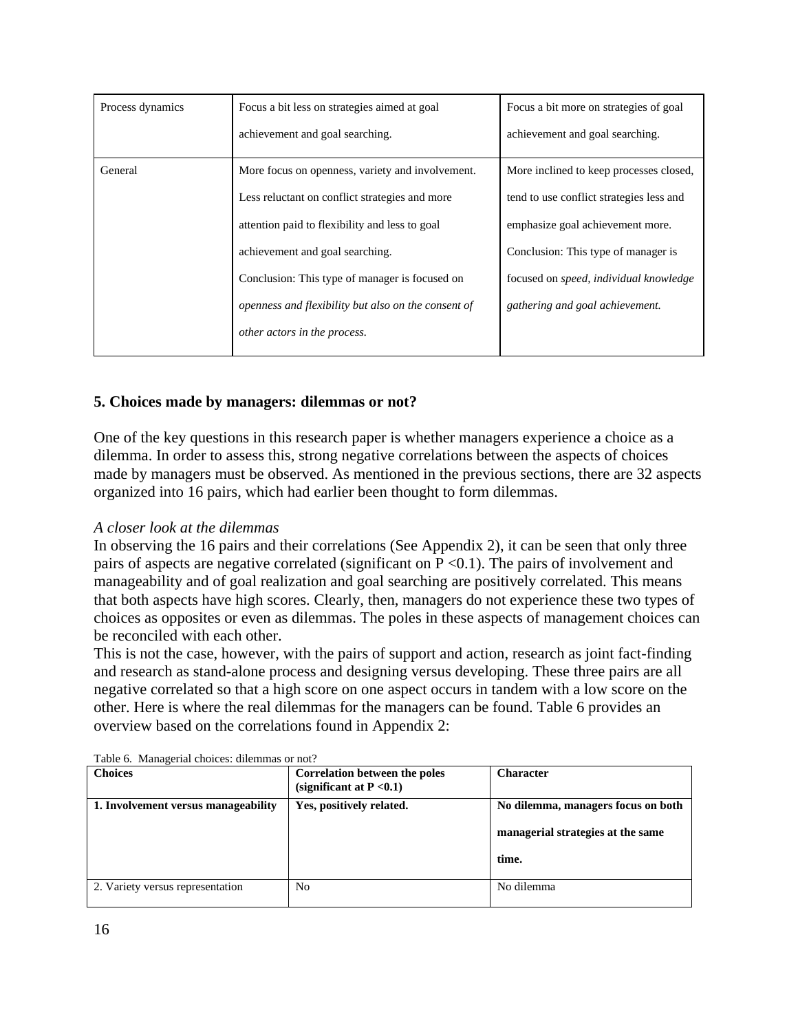| Process dynamics | Focus a bit less on strategies aimed at goal achievement and goal searching. | Focus a bit more on strategies of goal achievement and goal searching. |
|---|---|---|
| General | More focus on openness, variety and involvement. Less reluctant on conflict strategies and more attention paid to flexibility and less to goal achievement and goal searching. Conclusion: This type of manager is focused on *openness and flexibility but also on the consent of other actors in the process.* | More inclined to keep processes closed, tend to use conflict strategies less and emphasize goal achievement more. Conclusion: This type of manager is focused on *speed, individual knowledge gathering and goal achievement.* |

## 5. Choices made by managers: dilemmas or not?

One of the key questions in this research paper is whether managers experience a choice as a dilemma. In order to assess this, strong negative correlations between the aspects of choices made by managers must be observed. As mentioned in the previous sections, there are 32 aspects organized into 16 pairs, which had earlier been thought to form dilemmas.

*A closer look at the dilemmas*

In observing the 16 pairs and their correlations (See Appendix 2), it can be seen that only three pairs of aspects are negative correlated (significant on $P < 0.1$). The pairs of involvement and manageability and of goal realization and goal searching are positively correlated. This means that both aspects have high scores. Clearly, then, managers do not experience these two types of choices as opposites or even as dilemmas. The poles in these aspects of management choices can be reconciled with each other.

This is not the case, however, with the pairs of support and action, research as joint fact-finding and research as stand-alone process and designing versus developing. These three pairs are all negative correlated so that a high score on one aspect occurs in tandem with a low score on the other. Here is where the real dilemmas for the managers can be found. Table 6 provides an overview based on the correlations found in Appendix 2:

Table 6. Managerial choices: dilemmas or not?

| Choices | Correlation between the poles (significant at $P < 0.1$) | Character |
|---|---|---|
| **1. Involvement versus manageability** | **Yes, positively related.** | **No dilemma, managers focus on both managerial strategies at the same time.** |
| 2. Variety versus representation | No | No dilemma |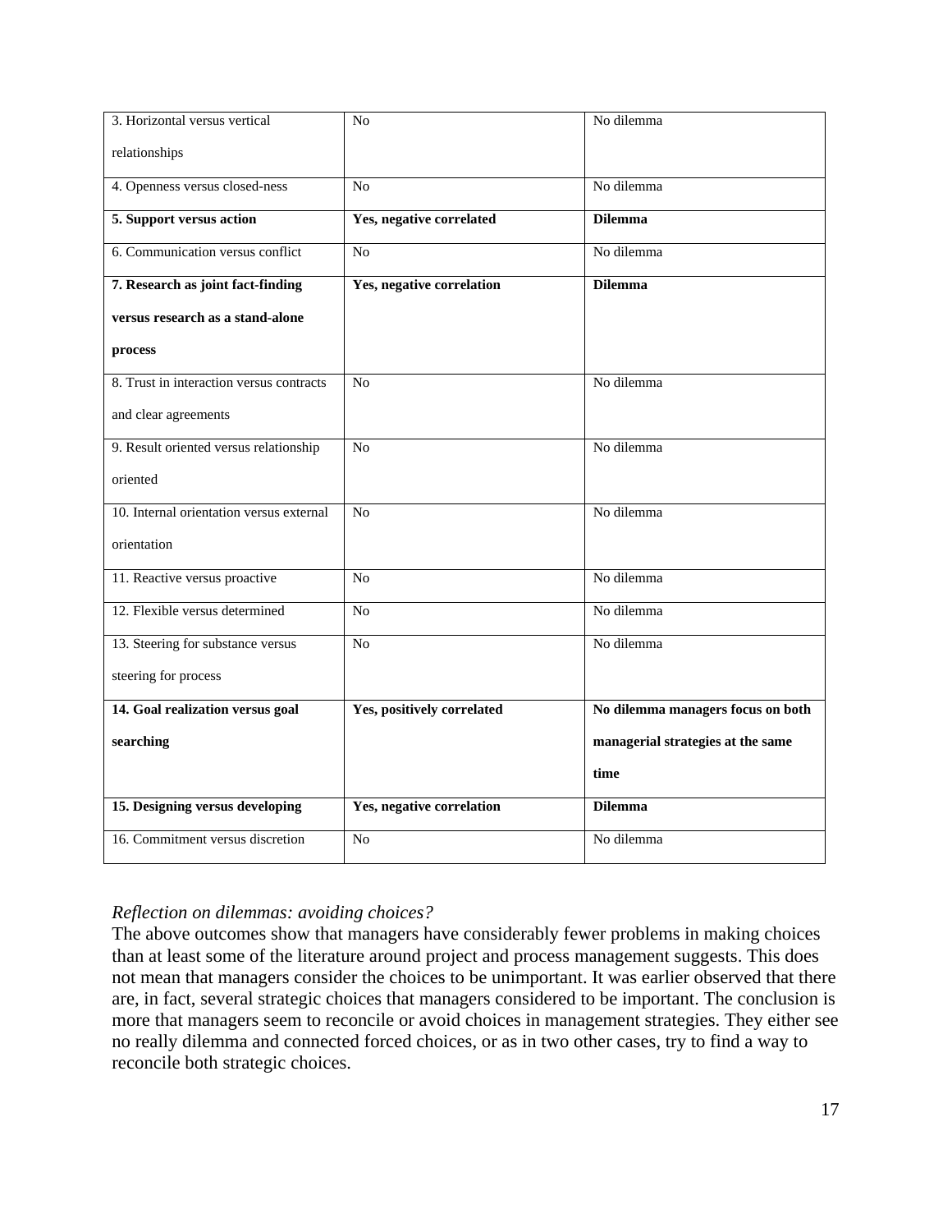| | | |
|---|---|---|
| 3. Horizontal versus vertical relationships | No | No dilemma |
| 4. Openness versus closed-ness | No | No dilemma |
| **5. Support versus action** | **Yes, negative correlated** | **Dilemma** |
| 6. Communication versus conflict | No | No dilemma |
| **7. Research as joint fact-finding versus research as a stand-alone process** | **Yes, negative correlation** | **Dilemma** |
| 8. Trust in interaction versus contracts and clear agreements | No | No dilemma |
| 9. Result oriented versus relationship oriented | No | No dilemma |
| 10. Internal orientation versus external orientation | No | No dilemma |
| 11. Reactive versus proactive | No | No dilemma |
| 12. Flexible versus determined | No | No dilemma |
| 13. Steering for substance versus steering for process | No | No dilemma |
| **14. Goal realization versus goal searching** | **Yes, positively correlated** | **No dilemma managers focus on both managerial strategies at the same time** |
| **15. Designing versus developing** | **Yes, negative correlation** | **Dilemma** |
| 16. Commitment versus discretion | No | No dilemma |

*Reflection on dilemmas: avoiding choices?*

The above outcomes show that managers have considerably fewer problems in making choices than at least some of the literature around project and process management suggests. This does not mean that managers consider the choices to be unimportant. It was earlier observed that there are, in fact, several strategic choices that managers considered to be important. The conclusion is more that managers seem to reconcile or avoid choices in management strategies. They either see no really dilemma and connected forced choices, or as in two other cases, try to find a way to reconcile both strategic choices.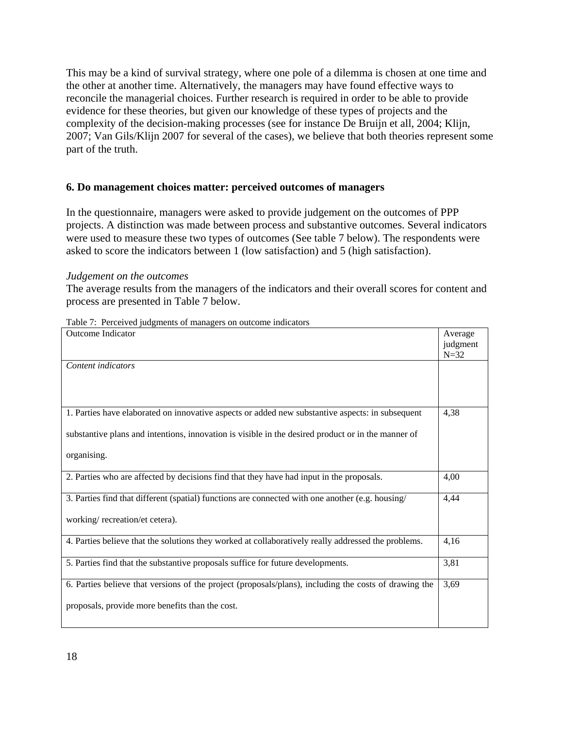This may be a kind of survival strategy, where one pole of a dilemma is chosen at one time and the other at another time. Alternatively, the managers may have found effective ways to reconcile the managerial choices. Further research is required in order to be able to provide evidence for these theories, but given our knowledge of these types of projects and the complexity of the decision-making processes (see for instance De Bruijn et all, 2004; Klijn, 2007; Van Gils/Klijn 2007 for several of the cases), we believe that both theories represent some part of the truth.

## 6. Do management choices matter: perceived outcomes of managers

In the questionnaire, managers were asked to provide judgement on the outcomes of PPP projects. A distinction was made between process and substantive outcomes. Several indicators were used to measure these two types of outcomes (See table 7 below). The respondents were asked to score the indicators between 1 (low satisfaction) and 5 (high satisfaction).

*Judgement on the outcomes*

The average results from the managers of the indicators and their overall scores for content and process are presented in Table 7 below.

Table 7: Perceived judgments of managers on outcome indicators

| Outcome Indicator | Average judgment N=32 |
|---|---|
| *Content indicators* | |
| 1. Parties have elaborated on innovative aspects or added new substantive aspects: in subsequent substantive plans and intentions, innovation is visible in the desired product or in the manner of organising. | 4,38 |
| 2. Parties who are affected by decisions find that they have had input in the proposals. | 4,00 |
| 3. Parties find that different (spatial) functions are connected with one another (e.g. housing/ working/ recreation/et cetera). | 4,44 |
| 4. Parties believe that the solutions they worked at collaboratively really addressed the problems. | 4,16 |
| 5. Parties find that the substantive proposals suffice for future developments. | 3,81 |
| 6. Parties believe that versions of the project (proposals/plans), including the costs of drawing the proposals, provide more benefits than the cost. | 3,69 |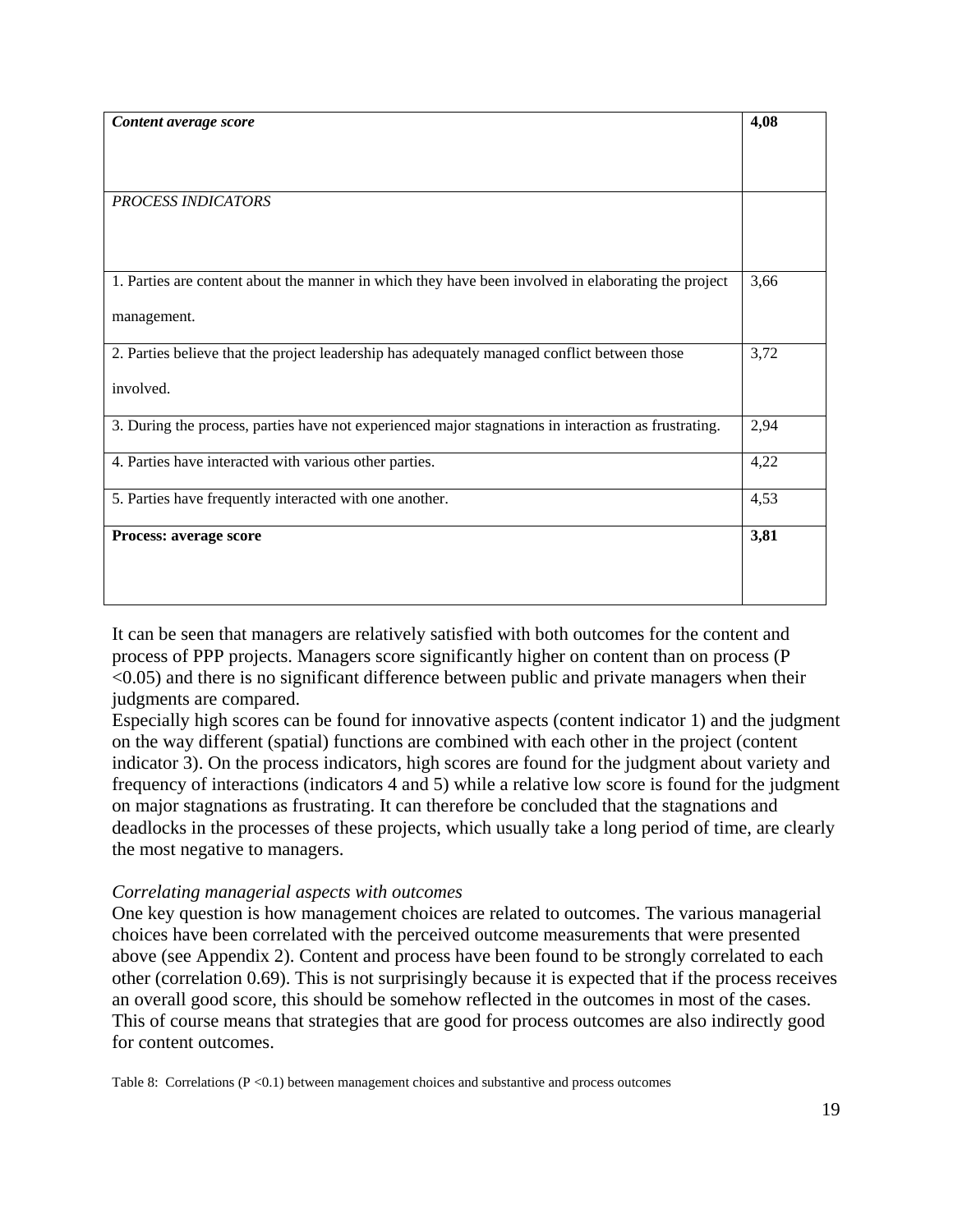| | |
|---|---|
| ***Content average score*** | **4,08** |
| *PROCESS INDICATORS* | |
| 1. Parties are content about the manner in which they have been involved in elaborating the project management. | 3,66 |
| 2. Parties believe that the project leadership has adequately managed conflict between those involved. | 3,72 |
| 3. During the process, parties have not experienced major stagnations in interaction as frustrating. | 2,94 |
| 4. Parties have interacted with various other parties. | 4,22 |
| 5. Parties have frequently interacted with one another. | 4,53 |
| **Process: average score** | **3,81** |

It can be seen that managers are relatively satisfied with both outcomes for the content and process of PPP projects. Managers score significantly higher on content than on process ($P < 0.05$) and there is no significant difference between public and private managers when their judgments are compared.

Especially high scores can be found for innovative aspects (content indicator 1) and the judgment on the way different (spatial) functions are combined with each other in the project (content indicator 3). On the process indicators, high scores are found for the judgment about variety and frequency of interactions (indicators 4 and 5) while a relative low score is found for the judgment on major stagnations as frustrating. It can therefore be concluded that the stagnations and deadlocks in the processes of these projects, which usually take a long period of time, are clearly the most negative to managers.

*Correlating managerial aspects with outcomes*

One key question is how management choices are related to outcomes. The various managerial choices have been correlated with the perceived outcome measurements that were presented above (see Appendix 2). Content and process have been found to be strongly correlated to each other (correlation 0.69). This is not surprisingly because it is expected that if the process receives an overall good score, this should be somehow reflected in the outcomes in most of the cases. This of course means that strategies that are good for process outcomes are also indirectly good for content outcomes.

Table 8: Correlations ($P < 0.1$) between management choices and substantive and process outcomes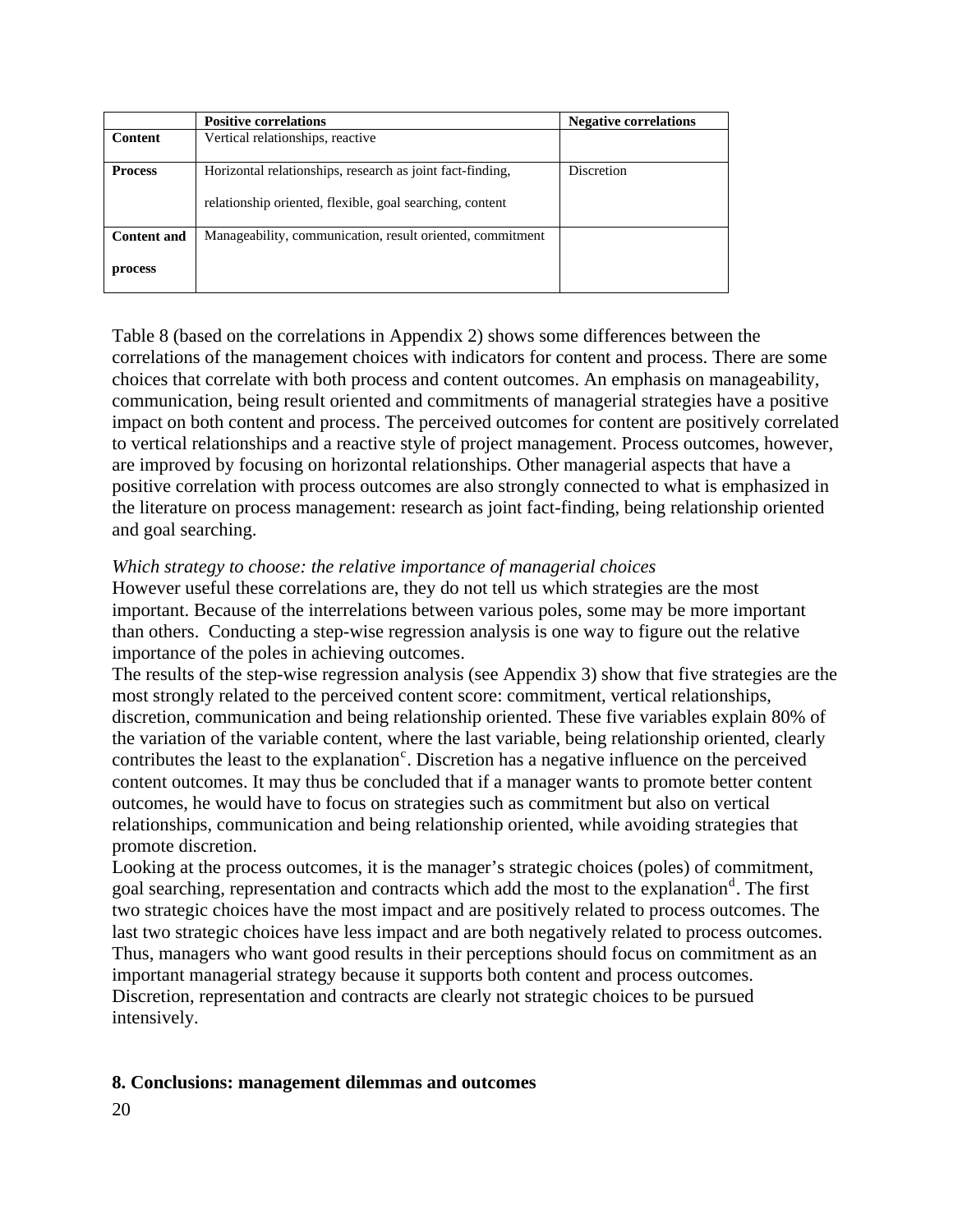| | **Positive correlations** | **Negative correlations** |
|---|---|---|
| **Content** | Vertical relationships, reactive | |
| **Process** | Horizontal relationships, research as joint fact-finding, relationship oriented, flexible, goal searching, content | Discretion |
| **Content and process** | Manageability, communication, result oriented, commitment | |

Table 8 (based on the correlations in Appendix 2) shows some differences between the correlations of the management choices with indicators for content and process. There are some choices that correlate with both process and content outcomes. An emphasis on manageability, communication, being result oriented and commitments of managerial strategies have a positive impact on both content and process. The perceived outcomes for content are positively correlated to vertical relationships and a reactive style of project management. Process outcomes, however, are improved by focusing on horizontal relationships. Other managerial aspects that have a positive correlation with process outcomes are also strongly connected to what is emphasized in the literature on process management: research as joint fact-finding, being relationship oriented and goal searching.

*Which strategy to choose: the relative importance of managerial choices*

However useful these correlations are, they do not tell us which strategies are the most important. Because of the interrelations between various poles, some may be more important than others. Conducting a step-wise regression analysis is one way to figure out the relative importance of the poles in achieving outcomes.

The results of the step-wise regression analysis (see Appendix 3) show that five strategies are the most strongly related to the perceived content score: commitment, vertical relationships, discretion, communication and being relationship oriented. These five variables explain 80% of the variation of the variable content, where the last variable, being relationship oriented, clearly contributes the least to the explanation[c]. Discretion has a negative influence on the perceived content outcomes. It may thus be concluded that if a manager wants to promote better content outcomes, he would have to focus on strategies such as commitment but also on vertical relationships, communication and being relationship oriented, while avoiding strategies that promote discretion.

Looking at the process outcomes, it is the manager's strategic choices (poles) of commitment, goal searching, representation and contracts which add the most to the explanation[d]. The first two strategic choices have the most impact and are positively related to process outcomes. The last two strategic choices have less impact and are both negatively related to process outcomes. Thus, managers who want good results in their perceptions should focus on commitment as an important managerial strategy because it supports both content and process outcomes. Discretion, representation and contracts are clearly not strategic choices to be pursued intensively.

## 8. Conclusions: management dilemmas and outcomes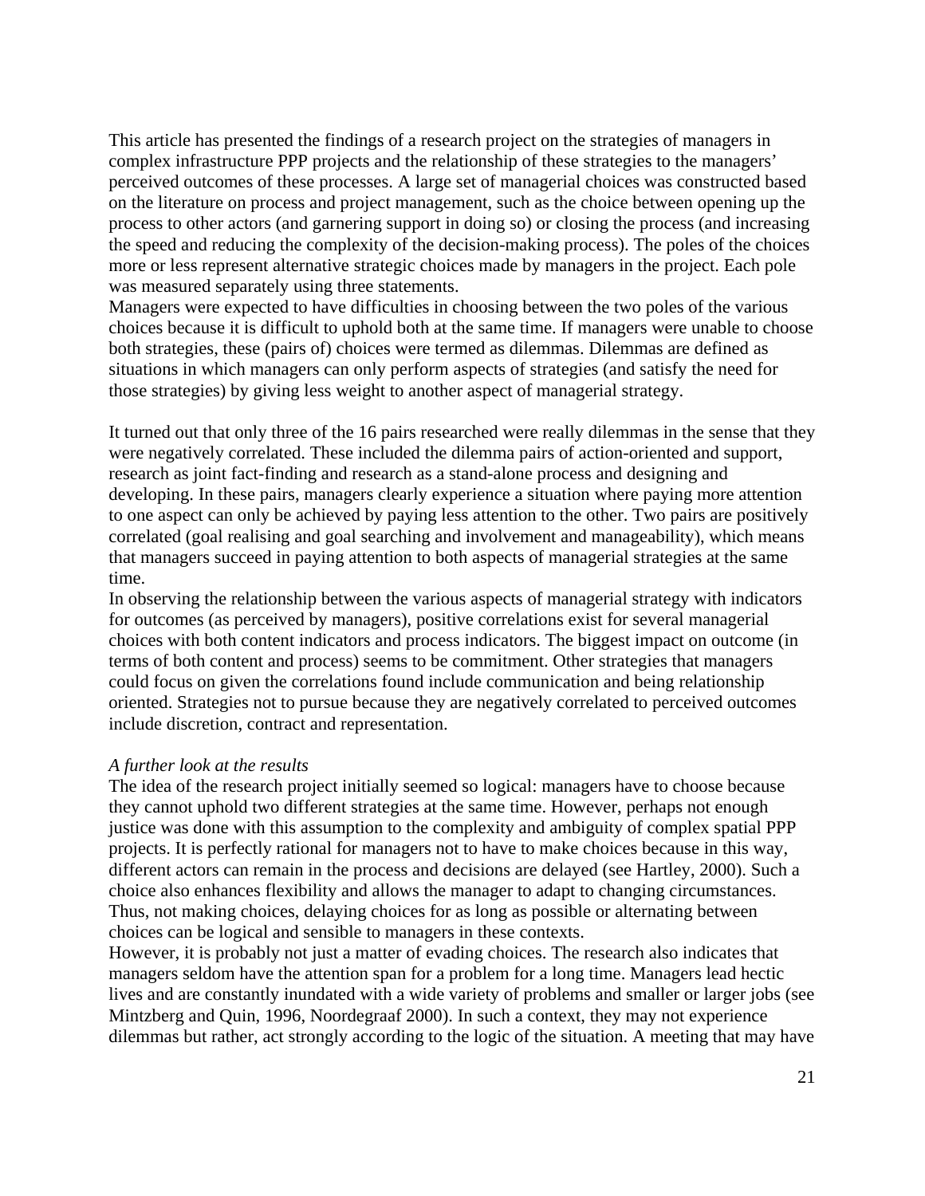This article has presented the findings of a research project on the strategies of managers in complex infrastructure PPP projects and the relationship of these strategies to the managers' perceived outcomes of these processes. A large set of managerial choices was constructed based on the literature on process and project management, such as the choice between opening up the process to other actors (and garnering support in doing so) or closing the process (and increasing the speed and reducing the complexity of the decision-making process). The poles of the choices more or less represent alternative strategic choices made by managers in the project. Each pole was measured separately using three statements.

Managers were expected to have difficulties in choosing between the two poles of the various choices because it is difficult to uphold both at the same time. If managers were unable to choose both strategies, these (pairs of) choices were termed as dilemmas. Dilemmas are defined as situations in which managers can only perform aspects of strategies (and satisfy the need for those strategies) by giving less weight to another aspect of managerial strategy.

It turned out that only three of the 16 pairs researched were really dilemmas in the sense that they were negatively correlated. These included the dilemma pairs of action-oriented and support, research as joint fact-finding and research as a stand-alone process and designing and developing. In these pairs, managers clearly experience a situation where paying more attention to one aspect can only be achieved by paying less attention to the other. Two pairs are positively correlated (goal realising and goal searching and involvement and manageability), which means that managers succeed in paying attention to both aspects of managerial strategies at the same time.

In observing the relationship between the various aspects of managerial strategy with indicators for outcomes (as perceived by managers), positive correlations exist for several managerial choices with both content indicators and process indicators. The biggest impact on outcome (in terms of both content and process) seems to be commitment. Other strategies that managers could focus on given the correlations found include communication and being relationship oriented. Strategies not to pursue because they are negatively correlated to perceived outcomes include discretion, contract and representation.

*A further look at the results*

The idea of the research project initially seemed so logical: managers have to choose because they cannot uphold two different strategies at the same time. However, perhaps not enough justice was done with this assumption to the complexity and ambiguity of complex spatial PPP projects. It is perfectly rational for managers not to have to make choices because in this way, different actors can remain in the process and decisions are delayed (see Hartley, 2000). Such a choice also enhances flexibility and allows the manager to adapt to changing circumstances. Thus, not making choices, delaying choices for as long as possible or alternating between choices can be logical and sensible to managers in these contexts.

However, it is probably not just a matter of evading choices. The research also indicates that managers seldom have the attention span for a problem for a long time. Managers lead hectic lives and are constantly inundated with a wide variety of problems and smaller or larger jobs (see Mintzberg and Quin, 1996, Noordegraaf 2000). In such a context, they may not experience dilemmas but rather, act strongly according to the logic of the situation. A meeting that may have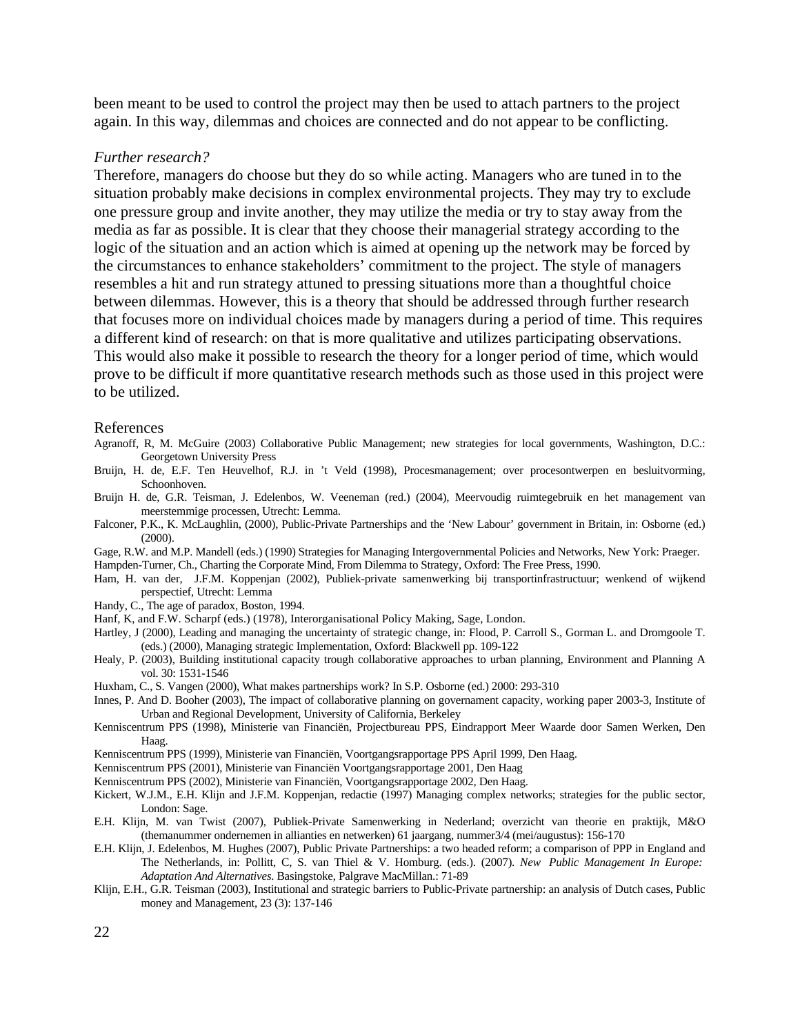been meant to be used to control the project may then be used to attach partners to the project again. In this way, dilemmas and choices are connected and do not appear to be conflicting.

*Further research?*

Therefore, managers do choose but they do so while acting. Managers who are tuned in to the situation probably make decisions in complex environmental projects. They may try to exclude one pressure group and invite another, they may utilize the media or try to stay away from the media as far as possible. It is clear that they choose their managerial strategy according to the logic of the situation and an action which is aimed at opening up the network may be forced by the circumstances to enhance stakeholders' commitment to the project. The style of managers resembles a hit and run strategy attuned to pressing situations more than a thoughtful choice between dilemmas. However, this is a theory that should be addressed through further research that focuses more on individual choices made by managers during a period of time. This requires a different kind of research: on that is more qualitative and utilizes participating observations. This would also make it possible to research the theory for a longer period of time, which would prove to be difficult if more quantitative research methods such as those used in this project were to be utilized.

## References

Agranoff, R, M. McGuire (2003) Collaborative Public Management; new strategies for local governments, Washington, D.C.: Georgetown University Press

Bruijn, H. de, E.F. Ten Heuvelhof, R.J. in 't Veld (1998), Procesmanagement; over procesontwerpen en besluitvorming, Schoonhoven.

Bruijn H. de, G.R. Teisman, J. Edelenbos, W. Veeneman (red.) (2004), Meervoudig ruimtegebruik en het management van meerstemmige processen, Utrecht: Lemma.

Falconer, P.K., K. McLaughlin, (2000), Public-Private Partnerships and the 'New Labour' government in Britain, in: Osborne (ed.) (2000).

Gage, R.W. and M.P. Mandell (eds.) (1990) Strategies for Managing Intergovernmental Policies and Networks, New York: Praeger.

Hampden-Turner, Ch., Charting the Corporate Mind, From Dilemma to Strategy, Oxford: The Free Press, 1990.

Ham, H. van der, J.F.M. Koppenjan (2002), Publiek-private samenwerking bij transportinfrastructuur; wenkend of wijkend perspectief, Utrecht: Lemma

Handy, C., The age of paradox, Boston, 1994.

Hanf, K, and F.W. Scharpf (eds.) (1978), Interorganisational Policy Making, Sage, London.

Hartley, J (2000), Leading and managing the uncertainty of strategic change, in: Flood, P. Carroll S., Gorman L. and Dromgoole T. (eds.) (2000), Managing strategic Implementation, Oxford: Blackwell pp. 109-122

Healy, P. (2003), Building institutional capacity trough collaborative approaches to urban planning, Environment and Planning A vol. 30: 1531-1546

Huxham, C., S. Vangen (2000), What makes partnerships work? In S.P. Osborne (ed.) 2000: 293-310

Innes, P. And D. Booher (2003), The impact of collaborative planning on governament capacity, working paper 2003-3, Institute of Urban and Regional Development, University of California, Berkeley

Kenniscentrum PPS (1998), Ministerie van Financiën, Projectbureau PPS, Eindrapport Meer Waarde door Samen Werken, Den Haag.

Kenniscentrum PPS (1999), Ministerie van Financiën, Voortgangsrapportage PPS April 1999, Den Haag.

Kenniscentrum PPS (2001), Ministerie van Financiën Voortgangsrapportage 2001, Den Haag

Kenniscentrum PPS (2002), Ministerie van Financiën, Voortgangsrapportage 2002, Den Haag.

Kickert, W.J.M., E.H. Klijn and J.F.M. Koppenjan, redactie (1997) Managing complex networks; strategies for the public sector, London: Sage.

E.H. Klijn, M. van Twist (2007), Publiek-Private Samenwerking in Nederland; overzicht van theorie en praktijk, M&O (themanummer ondernemen in allianties en netwerken) 61 jaargang, nummer3/4 (mei/augustus): 156-170

E.H. Klijn, J. Edelenbos, M. Hughes (2007), Public Private Partnerships: a two headed reform; a comparison of PPP in England and The Netherlands, in: Pollitt, C, S. van Thiel & V. Homburg. (eds.). (2007). *New Public Management In Europe: Adaptation And Alternatives*. Basingstoke, Palgrave MacMillan.: 71-89

Klijn, E.H., G.R. Teisman (2003), Institutional and strategic barriers to Public-Private partnership: an analysis of Dutch cases, Public money and Management, 23 (3): 137-146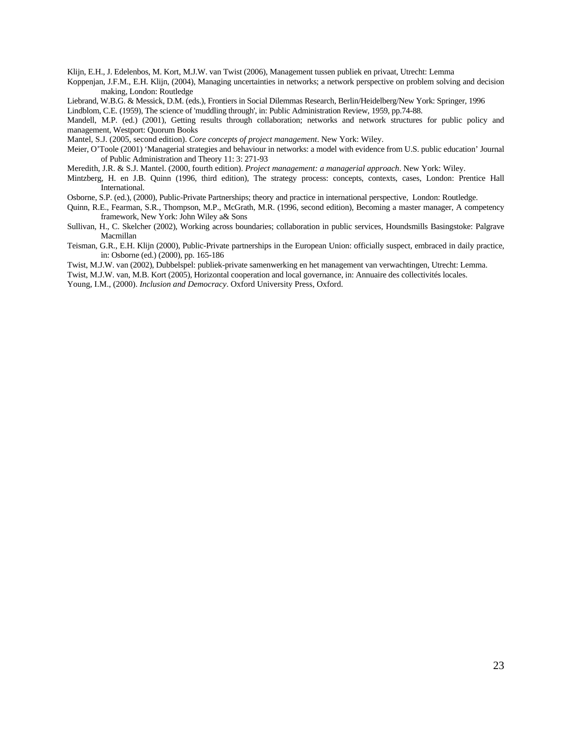Klijn, E.H., J. Edelenbos, M. Kort, M.J.W. van Twist (2006), Management tussen publiek en privaat, Utrecht: Lemma

Koppenjan, J.F.M., E.H. Klijn, (2004), Managing uncertainties in networks; a network perspective on problem solving and decision making, London: Routledge

Liebrand, W.B.G. & Messick, D.M. (eds.), Frontiers in Social Dilemmas Research, Berlin/Heidelberg/New York: Springer, 1996

Lindblom, C.E. (1959), The science of 'muddling through', in: Public Administration Review, 1959, pp.74-88.

Mandell, M.P. (ed.) (2001), Getting results through collaboration; networks and network structures for public policy and management, Westport: Quorum Books

Mantel, S.J. (2005, second edition). *Core concepts of project management*. New York: Wiley.

Meier, O'Toole (2001) 'Managerial strategies and behaviour in networks: a model with evidence from U.S. public education' Journal of Public Administration and Theory 11: 3: 271-93

Meredith, J.R. & S.J. Mantel. (2000, fourth edition). *Project management: a managerial approach*. New York: Wiley.

Mintzberg, H. en J.B. Quinn (1996, third edition), The strategy process: concepts, contexts, cases, London: Prentice Hall International.

Osborne, S.P. (ed.), (2000), Public-Private Partnerships; theory and practice in international perspective, London: Routledge.

Quinn, R.E., Fearman, S.R., Thompson, M.P., McGrath, M.R. (1996, second edition), Becoming a master manager, A competency framework, New York: John Wiley a& Sons

Sullivan, H., C. Skelcher (2002), Working across boundaries; collaboration in public services, Houndsmills Basingstoke: Palgrave Macmillan

Teisman, G.R., E.H. Klijn (2000), Public-Private partnerships in the European Union: officially suspect, embraced in daily practice, in: Osborne (ed.) (2000), pp. 165-186

Twist, M.J.W. van (2002), Dubbelspel: publiek-private samenwerking en het management van verwachtingen, Utrecht: Lemma.

Twist, M.J.W. van, M.B. Kort (2005), Horizontal cooperation and local governance, in: Annuaire des collectivités locales.

Young, I.M., (2000). *Inclusion and Democracy*. Oxford University Press, Oxford.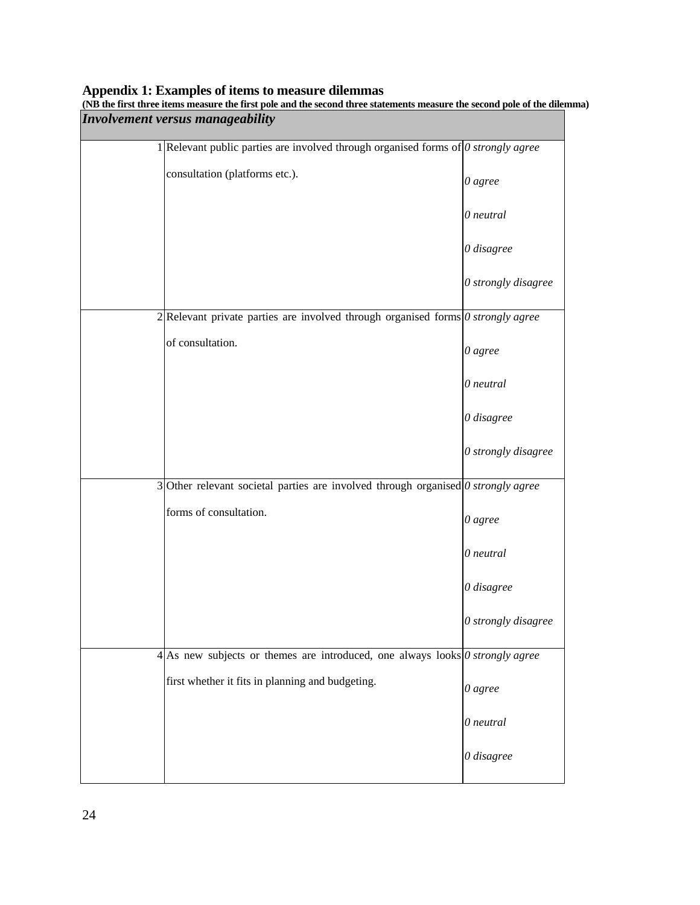## Appendix 1: Examples of items to measure dilemmas

**(NB the first three items measure the first pole and the second three statements measure the second pole of the dilemma)**

| *Involvement versus manageability* | | |
|---|---|---|
| 1 | Relevant public parties are involved through organised forms of consultation (platforms etc.). | *0 strongly agree*<br>*0 agree*<br>*0 neutral*<br>*0 disagree*<br>*0 strongly disagree* |
| 2 | Relevant private parties are involved through organised forms of consultation. | *0 strongly agree*<br>*0 agree*<br>*0 neutral*<br>*0 disagree*<br>*0 strongly disagree* |
| 3 | Other relevant societal parties are involved through organised forms of consultation. | *0 strongly agree*<br>*0 agree*<br>*0 neutral*<br>*0 disagree*<br>*0 strongly disagree* |
| 4 | As new subjects or themes are introduced, one always looks first whether it fits in planning and budgeting. | *0 strongly agree*<br>*0 agree*<br>*0 neutral*<br>*0 disagree* |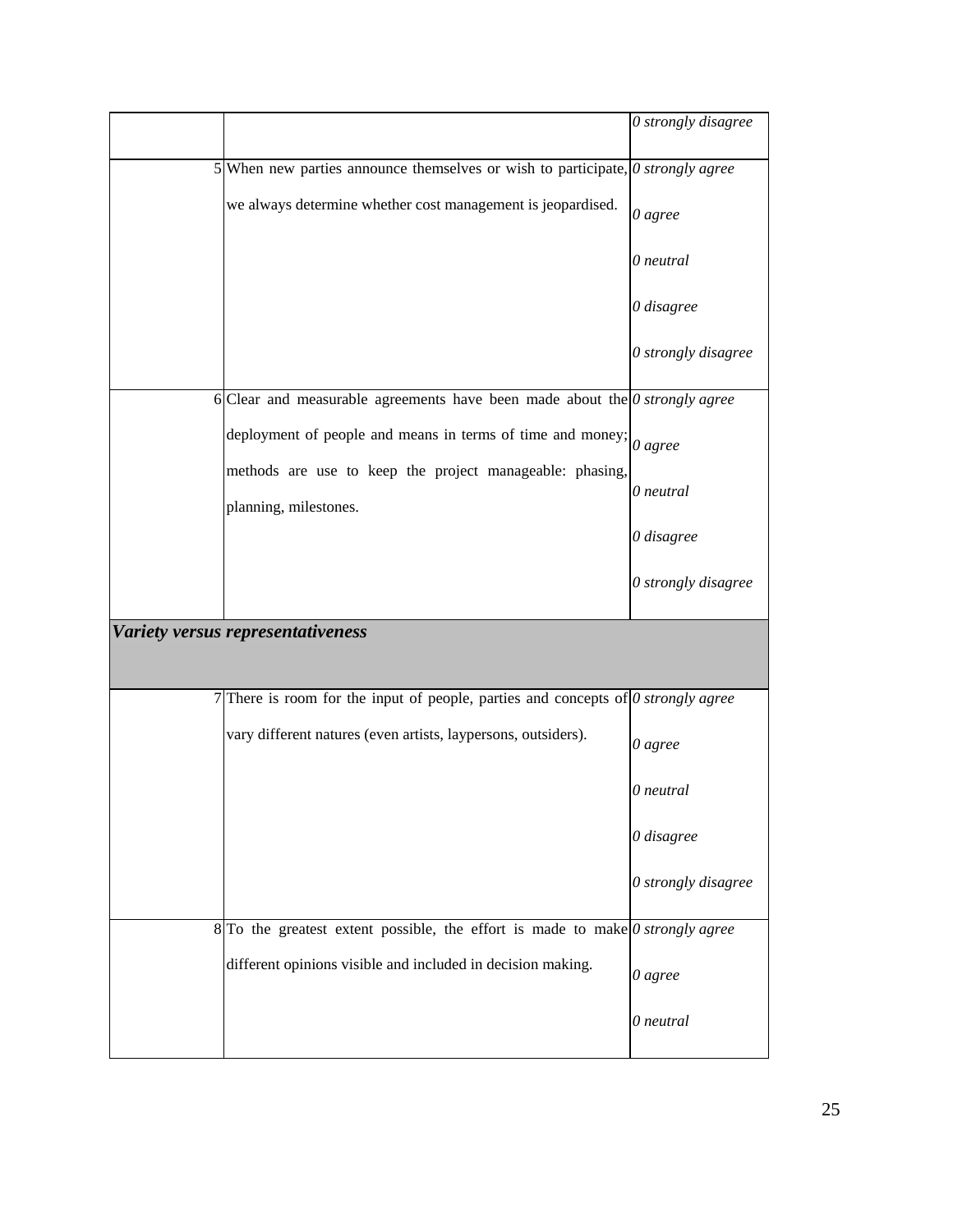| | | |
|---|---|---|
| | | *0 strongly disagree* |
| 5 | When new parties announce themselves or wish to participate, we always determine whether cost management is jeopardised. | *0 strongly agree*<br>*0 agree*<br>*0 neutral*<br>*0 disagree*<br>*0 strongly disagree* |
| 6 | Clear and measurable agreements have been made about the deployment of people and means in terms of time and money; methods are use to keep the project manageable: phasing, planning, milestones. | *0 strongly agree*<br>*0 agree*<br>*0 neutral*<br>*0 disagree*<br>*0 strongly disagree* |
| ***Variety versus representativeness*** | | |
| 7 | There is room for the input of people, parties and concepts of vary different natures (even artists, laypersons, outsiders). | *0 strongly agree*<br>*0 agree*<br>*0 neutral*<br>*0 disagree*<br>*0 strongly disagree* |
| 8 | To the greatest extent possible, the effort is made to make different opinions visible and included in decision making. | *0 strongly agree*<br>*0 agree*<br>*0 neutral* |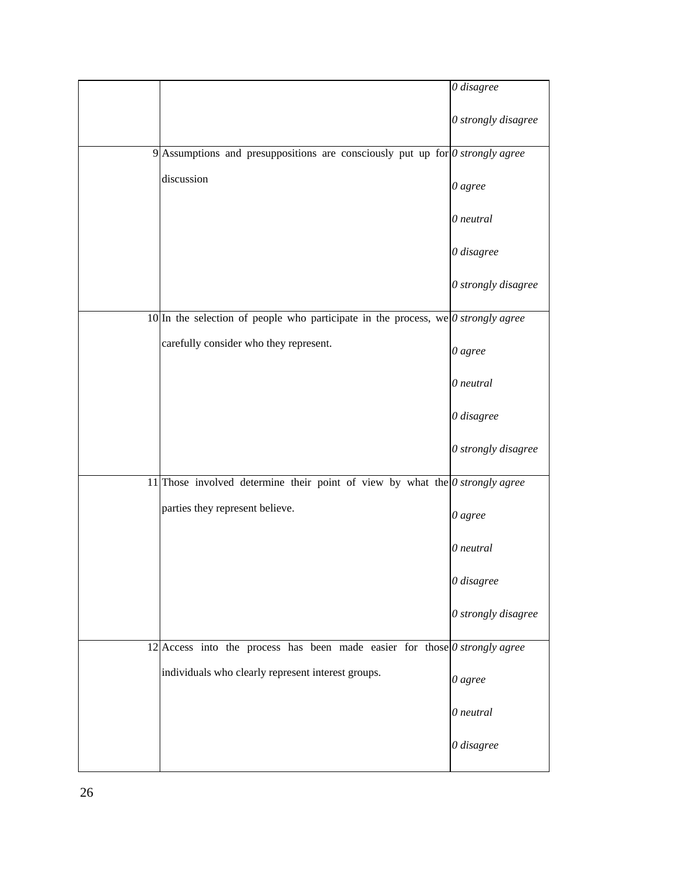|  |  |  |
|---|---|---|
|  |  | *0 disagree*<br><br>*0 strongly disagree* |
| 9 | Assumptions and presuppositions are consciously put up for discussion | *0 strongly agree*<br><br>*0 agree*<br><br>*0 neutral*<br><br>*0 disagree*<br><br>*0 strongly disagree* |
| 10 | In the selection of people who participate in the process, we carefully consider who they represent. | *0 strongly agree*<br><br>*0 agree*<br><br>*0 neutral*<br><br>*0 disagree*<br><br>*0 strongly disagree* |
| 11 | Those involved determine their point of view by what the parties they represent believe. | *0 strongly agree*<br><br>*0 agree*<br><br>*0 neutral*<br><br>*0 disagree*<br><br>*0 strongly disagree* |
| 12 | Access into the process has been made easier for those individuals who clearly represent interest groups. | *0 strongly agree*<br><br>*0 agree*<br><br>*0 neutral*<br><br>*0 disagree* |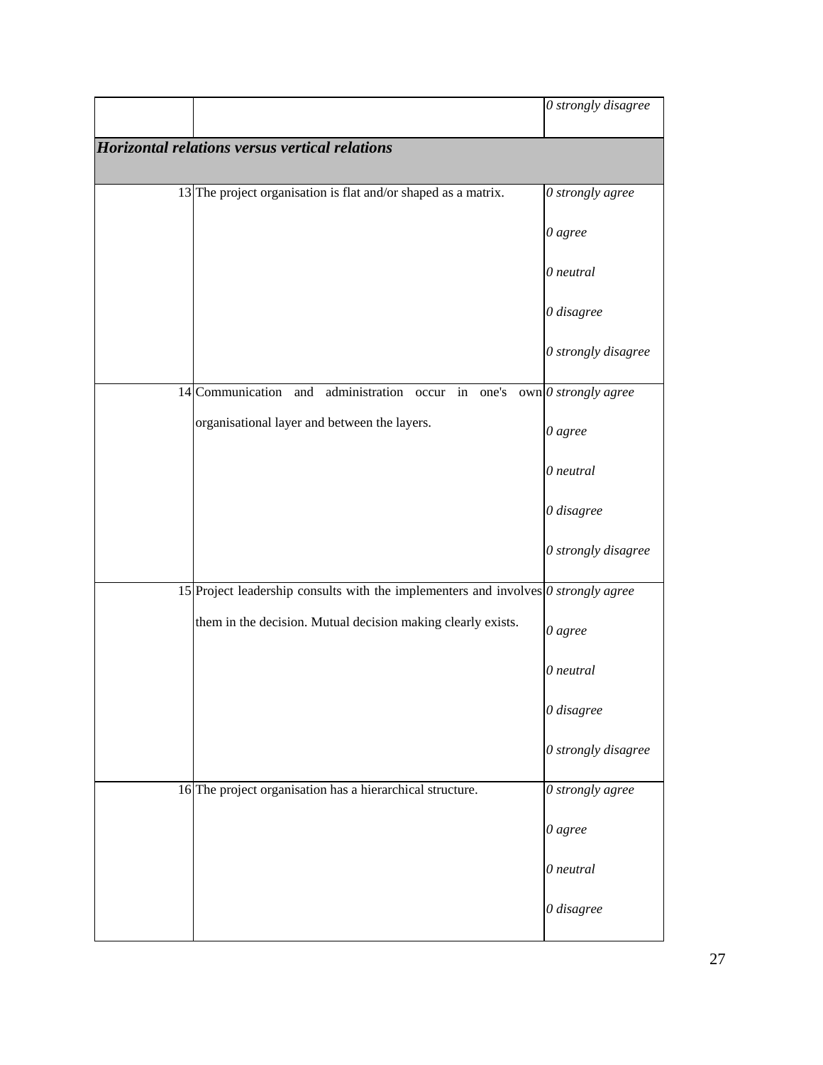| | | |
|---|---|---|
| | | *0 strongly disagree* |
| ***Horizontal relations versus vertical relations*** | | |
| | 13 The project organisation is flat and/or shaped as a matrix. | *0 strongly agree*<br>*0 agree*<br>*0 neutral*<br>*0 disagree*<br>*0 strongly disagree* |
| | 14 Communication and administration occur in one's own organisational layer and between the layers. | *0 strongly agree*<br>*0 agree*<br>*0 neutral*<br>*0 disagree*<br>*0 strongly disagree* |
| | 15 Project leadership consults with the implementers and involves them in the decision. Mutual decision making clearly exists. | *0 strongly agree*<br>*0 agree*<br>*0 neutral*<br>*0 disagree*<br>*0 strongly disagree* |
| | 16 The project organisation has a hierarchical structure. | *0 strongly agree*<br>*0 agree*<br>*0 neutral*<br>*0 disagree* |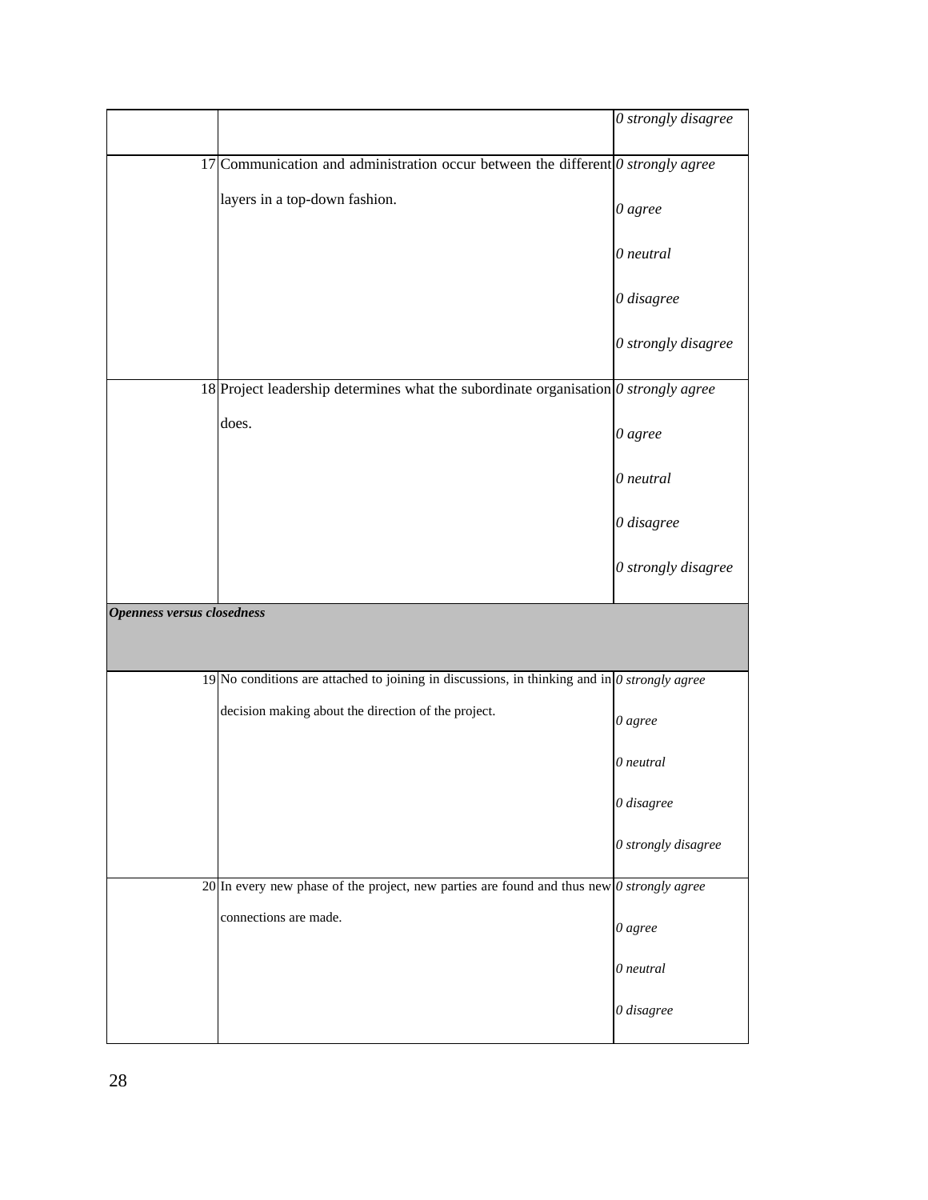| | | |
|---|---|---|
| | | *0 strongly disagree* |
| 17 | Communication and administration occur between the different layers in a top-down fashion. | *0 strongly agree*<br>*0 agree*<br>*0 neutral*<br>*0 disagree*<br>*0 strongly disagree* |
| 18 | Project leadership determines what the subordinate organisation does. | *0 strongly agree*<br>*0 agree*<br>*0 neutral*<br>*0 disagree*<br>*0 strongly disagree* |
| ***Openness versus closedness*** | | |
| 19 | No conditions are attached to joining in discussions, in thinking and in decision making about the direction of the project. | *0 strongly agree*<br>*0 agree*<br>*0 neutral*<br>*0 disagree*<br>*0 strongly disagree* |
| 20 | In every new phase of the project, new parties are found and thus new connections are made. | *0 strongly agree*<br>*0 agree*<br>*0 neutral*<br>*0 disagree* |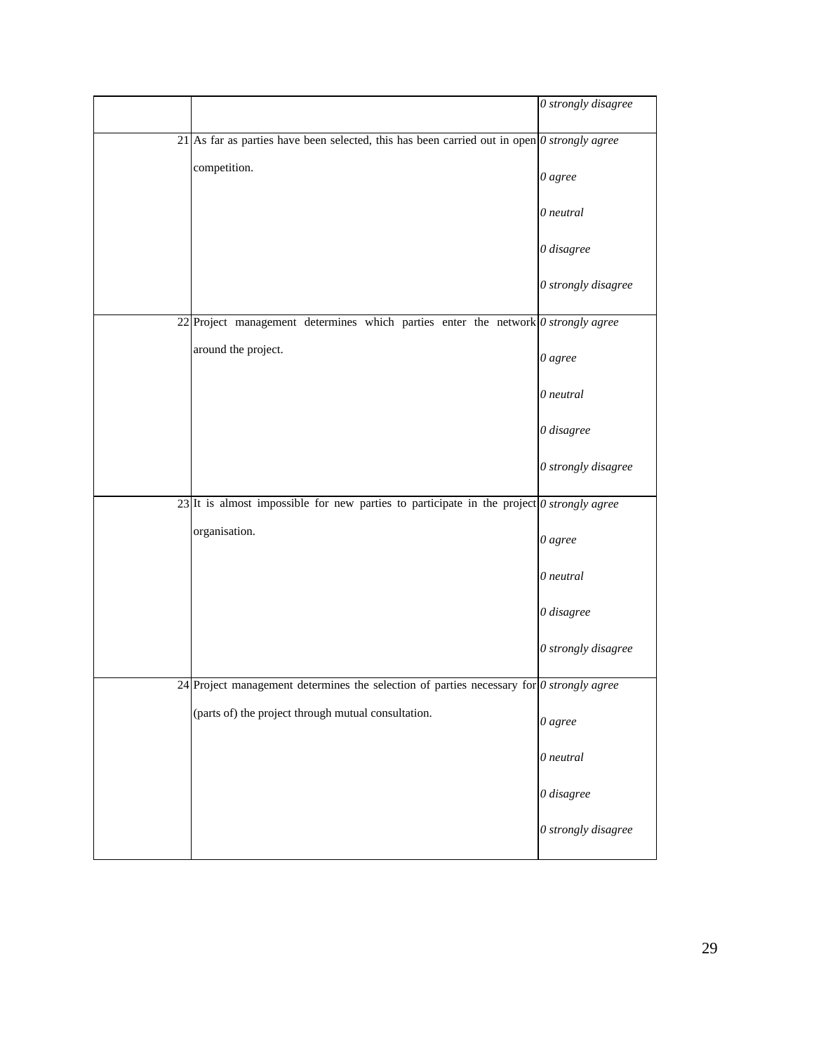|  |  |  |
|---|---|---|
|  |  | *0 strongly disagree* |
| 21 | As far as parties have been selected, this has been carried out in open competition. | *0 strongly agree*<br>*0 agree*<br>*0 neutral*<br>*0 disagree*<br>*0 strongly disagree* |
| 22 | Project management determines which parties enter the network around the project. | *0 strongly agree*<br>*0 agree*<br>*0 neutral*<br>*0 disagree*<br>*0 strongly disagree* |
| 23 | It is almost impossible for new parties to participate in the project organisation. | *0 strongly agree*<br>*0 agree*<br>*0 neutral*<br>*0 disagree*<br>*0 strongly disagree* |
| 24 | Project management determines the selection of parties necessary for (parts of) the project through mutual consultation. | *0 strongly agree*<br>*0 agree*<br>*0 neutral*<br>*0 disagree*<br>*0 strongly disagree* |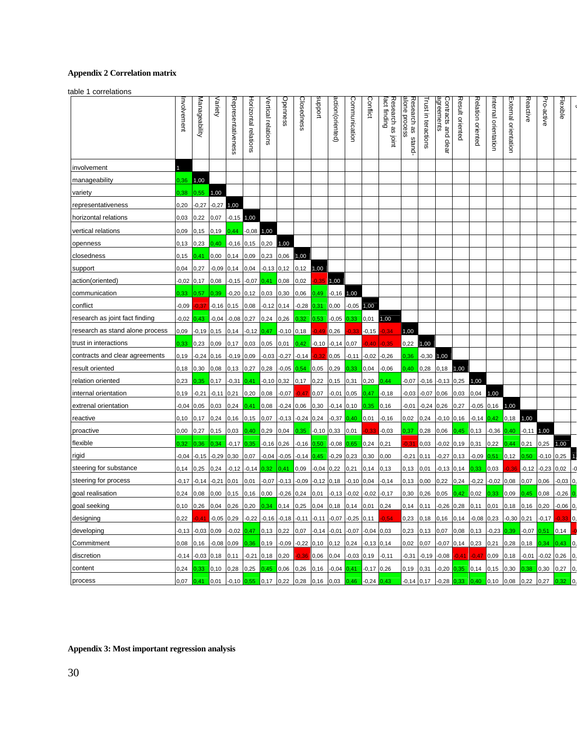## Appendix 2 Correlation matrix

table 1 correlations

| | Involvement | Manageability | Variety | Representativeness | Horizontal relations | Vertical relations | Openness | Closedness | support | action(oriented) | Communication | Conflict | Research as joint fact finding | Research as stand-alone process | Trust in teractions | Contracts and clear agreements | Result oriented | Relation oriented | Internal orientation | External orientation | Reactive | Pro-active | Flexible | |
|---|---|---|---|---|---|---|---|---|---|---|---|---|---|---|---|---|---|---|---|---|---|---|---|
| involvement | 1 | | | | | | | | | | | | | | | | | | | | | | | |
| manageability | 0,36 | 1,00 | | | | | | | | | | | | | | | | | | | | | | |
| variety | 0,38 | 0,55 | 1,00 | | | | | | | | | | | | | | | | | | | | | |
| representativeness | 0,20 | -0,27 | -0,27 | 1,00 | | | | | | | | | | | | | | | | | | | | |
| horizontal relations | 0,03 | 0,22 | 0,07 | -0,15 | 1,00 | | | | | | | | | | | | | | | | | | | |
| vertical relations | 0,09 | 0,15 | 0,19 | 0,44 | -0,08 | 1,00 | | | | | | | | | | | | | | | | | | |
| openness | 0,13 | 0,23 | 0,40 | -0,16 | 0,15 | 0,20 | 1,00 | | | | | | | | | | | | | | | | | |
| closedness | 0,15 | 0,41 | 0,00 | 0,14 | 0,09 | 0,23 | 0,06 | 1,00 | | | | | | | | | | | | | | | | |
| support | 0,04 | 0,27 | -0,09 | 0,14 | 0,04 | -0,13 | 0,12 | 0,12 | 1,00 | | | | | | | | | | | | | | | |
| action(oriented) | -0,02 | 0,17 | 0,08 | -0,15 | -0,07 | 0,41 | 0,08 | 0,02 | -0,35 | 1,00 | | | | | | | | | | | | | | |
| communication | 0,33 | 0,57 | 0,39 | -0,20 | 0,12 | 0,03 | 0,30 | 0,06 | 0,49 | -0,16 | 1,00 | | | | | | | | | | | | | |
| conflict | -0,09 | -0,37 | -0,16 | 0,15 | 0,08 | -0,12 | 0,14 | -0,28 | 0,31 | 0,00 | -0,05 | 1,00 | | | | | | | | | | | | |
| research as joint fact finding | -0,02 | 0,43 | -0,04 | -0,08 | 0,27 | 0,24 | 0,26 | 0,32 | 0,53 | -0,05 | 0,33 | 0,01 | 1,00 | | | | | | | | | | | |
| research as stand alone process | 0,09 | -0,19 | 0,15 | 0,14 | -0,12 | 0,47 | -0,10 | 0,18 | -0,49 | 0,26 | -0,33 | -0,15 | -0,34 | 1,00 | | | | | | | | | | |
| trust in interactions | 0,33 | 0,23 | 0,09 | 0,17 | 0,03 | 0,05 | 0,01 | 0,42 | -0,10 | -0,14 | 0,07 | -0,40 | -0,35 | 0,22 | 1,00 | | | | | | | | | |
| contracts and clear agreements | 0,19 | -0,24 | 0,16 | -0,19 | 0,09 | -0,03 | -0,27 | -0,14 | -0,32 | 0,05 | -0,11 | -0,02 | -0,26 | 0,36 | -0,30 | 1,00 | | | | | | | | |
| result oriented | 0,18 | 0,30 | 0,08 | 0,13 | 0,27 | 0,28 | -0,05 | 0,54 | 0,05 | 0,29 | 0,33 | 0,04 | -0,06 | 0,40 | 0,28 | 0,18 | 1,00 | | | | | | | |
| relation oriented | 0,23 | 0,35 | 0,17 | -0,31 | 0,41 | -0,10 | 0,32 | 0,17 | 0,22 | 0,15 | 0,31 | 0,20 | 0,44 | -0,07 | -0,16 | -0,13 | 0,25 | 1,00 | | | | | | |
| internal orientation | 0,19 | -0,21 | -0,11 | 0,21 | 0,20 | 0,08 | -0,07 | -0,47 | 0,07 | -0,01 | 0,05 | 0,47 | -0,18 | -0,03 | -0,07 | 0,06 | 0,03 | 0,04 | 1,00 | | | | | |
| extrenal orientation | -0,04 | 0,05 | 0,03 | 0,24 | 0,41 | 0,08 | -0,24 | 0,06 | 0,30 | -0,14 | 0,10 | 0,35 | 0,16 | -0,01 | -0,24 | 0,26 | 0,27 | -0,05 | 0,16 | 1,00 | | | | |
| reactive | 0,10 | 0,17 | 0,24 | 0,16 | 0,15 | 0,07 | -0,13 | -0,24 | 0,24 | -0,37 | 0,40 | 0,01 | -0,16 | 0,02 | 0,24 | -0,10 | 0,16 | -0,14 | 0,42 | 0,18 | 1,00 | | | |
| proactive | 0,00 | 0,27 | 0,15 | 0,03 | 0,40 | 0,29 | 0,04 | 0,35 | -0,10 | 0,33 | 0,01 | -0,33 | -0,03 | 0,37 | 0,28 | 0,06 | 0,45 | 0,13 | -0,36 | 0,40 | -0,11 | 1,00 | | |
| flexible | 0,32 | 0,36 | 0,34 | -0,17 | 0,35 | -0,16 | 0,26 | -0,16 | 0,50 | -0,08 | 0,65 | 0,24 | 0,21 | -0,31 | 0,03 | -0,02 | 0,19 | 0,31 | 0,22 | 0,44 | 0,21 | 0,25 | 1,00 | |
| rigid | -0,04 | -0,15 | -0,29 | 0,30 | 0,07 | -0,04 | -0,05 | -0,14 | 0,45 | -0,29 | 0,23 | 0,30 | 0,00 | -0,21 | 0,11 | -0,27 | 0,13 | -0,09 | 0,51 | 0,12 | 0,50 | -0,10 | 0,25 | 1, |
| steering for substance | 0,14 | 0,25 | 0,24 | -0,12 | -0,14 | 0,32 | 0,41 | 0,09 | -0,04 | 0,22 | 0,21 | 0,14 | 0,13 | 0,13 | 0,01 | -0,13 | 0,14 | 0,33 | 0,03 | -0,36 | -0,12 | -0,23 | 0,02 | -0 |
| steering for process | -0,17 | -0,14 | -0,21 | 0,01 | 0,01 | -0,07 | -0,13 | -0,09 | -0,12 | 0,18 | -0,10 | 0,04 | -0,14 | 0,13 | 0,00 | 0,22 | 0,24 | -0,22 | -0,02 | 0,08 | 0,07 | 0,06 | -0,03 | 0, |
| goal realisation | 0,24 | 0,08 | 0,00 | 0,15 | 0,16 | 0,00 | -0,26 | 0,24 | 0,01 | -0,13 | -0,02 | -0,02 | -0,17 | 0,30 | 0,26 | 0,05 | 0,42 | 0,02 | 0,33 | 0,09 | 0,45 | 0,08 | -0,26 | 0, |
| goal seeking | 0,10 | 0,26 | 0,04 | 0,26 | 0,20 | 0,34 | 0,14 | 0,25 | 0,04 | 0,18 | 0,14 | 0,01 | 0,24 | 0,14 | 0,11 | -0,26 | 0,28 | 0,11 | 0,01 | 0,18 | 0,16 | 0,20 | -0,06 | 0, |
| designing | 0,22 | -0,41 | -0,05 | 0,29 | -0,22 | -0,16 | -0,18 | -0,11 | -0,11 | -0,07 | -0,25 | 0,11 | -0,54 | 0,23 | 0,18 | 0,16 | 0,14 | -0,08 | 0,23 | -0,30 | 0,21 | -0,17 | -0,33 | 0, |
| developing | -0,13 | -0,03 | 0,09 | -0,02 | 0,47 | 0,13 | 0,22 | 0,07 | -0,14 | -0,01 | -0,07 | -0,04 | 0,03 | 0,23 | 0,13 | 0,07 | 0,08 | 0,13 | -0,23 | 0,39 | -0,07 | 0,51 | 0,14 | -0 |
| Commitment | 0,08 | 0,16 | -0,08 | 0,09 | 0,36 | 0,19 | -0,09 | -0,22 | 0,10 | 0,12 | 0,24 | -0,13 | 0,14 | 0,02 | 0,07 | -0,07 | 0,14 | 0,23 | 0,21 | 0,28 | 0,18 | 0,34 | 0,43 | 0, |
| discretion | -0,14 | -0,03 | 0,18 | 0,11 | -0,21 | 0,18 | 0,20 | -0,36 | 0,06 | 0,04 | -0,03 | 0,19 | -0,11 | -0,31 | -0,19 | -0,08 | -0,41 | -0,47 | 0,09 | 0,18 | -0,01 | -0,02 | 0,26 | 0, |
| content | 0,24 | 0,33 | 0,10 | 0,28 | 0,25 | 0,45 | 0,06 | 0,26 | 0,16 | -0,04 | 0,41 | -0,17 | 0,26 | 0,19 | 0,31 | -0,20 | 0,35 | 0,14 | 0,15 | 0,30 | 0,38 | 0,30 | 0,27 | 0, |
| process | 0,07 | 0,41 | 0,01 | -0,10 | 0,55 | 0,17 | 0,22 | 0,28 | 0,16 | 0,03 | 0,46 | -0,24 | 0,43 | -0,14 | 0,17 | -0,28 | 0,33 | 0,40 | 0,10 | 0,08 | 0,22 | 0,27 | 0,32 | 0, |

## Appendix 3: Most important regression analysis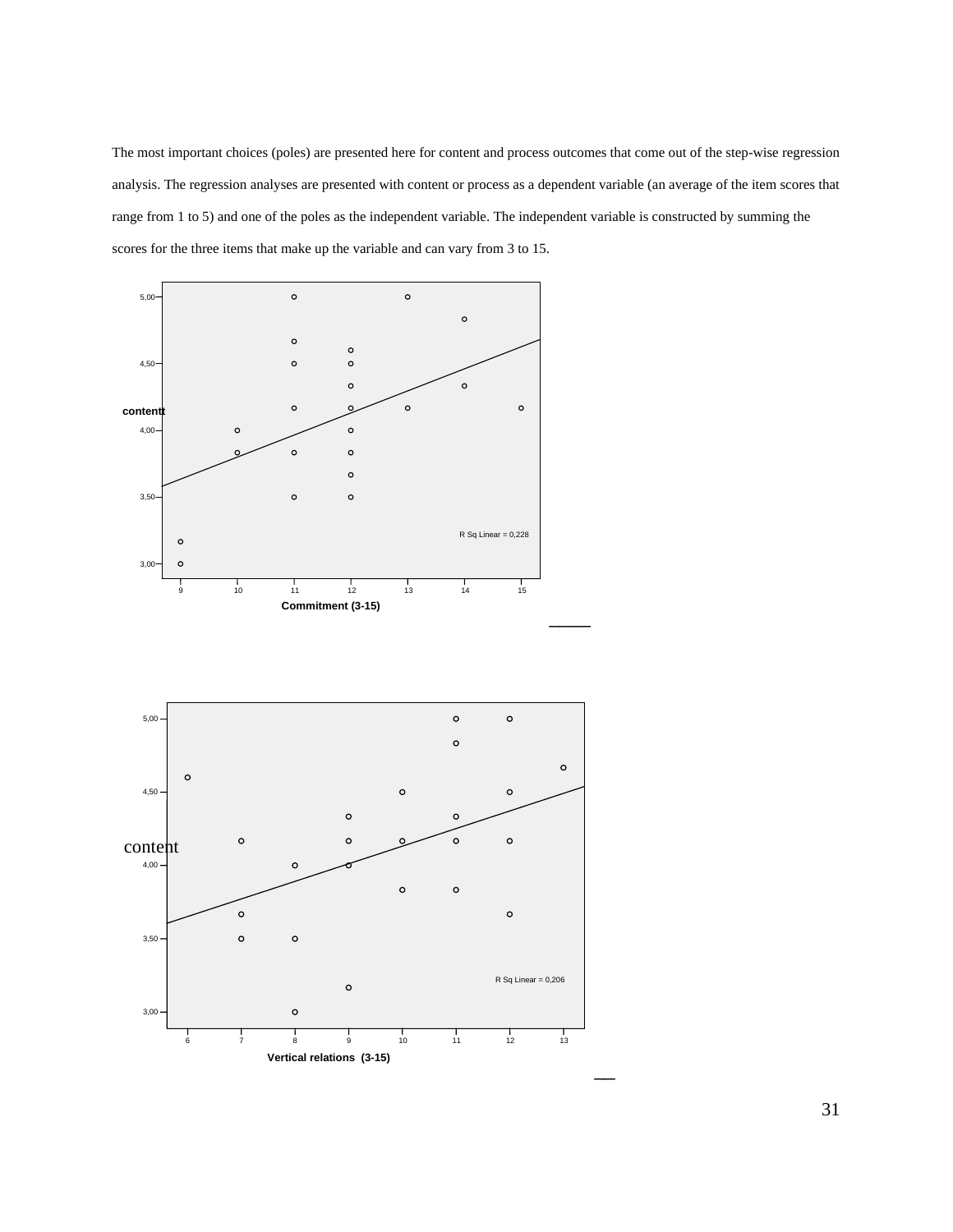The most important choices (poles) are presented here for content and process outcomes that come out of the step-wise regression analysis. The regression analyses are presented with content or process as a dependent variable (an average of the item scores that range from 1 to 5) and one of the poles as the independent variable. The independent variable is constructed by summing the scores for the three items that make up the variable and can vary from 3 to 15.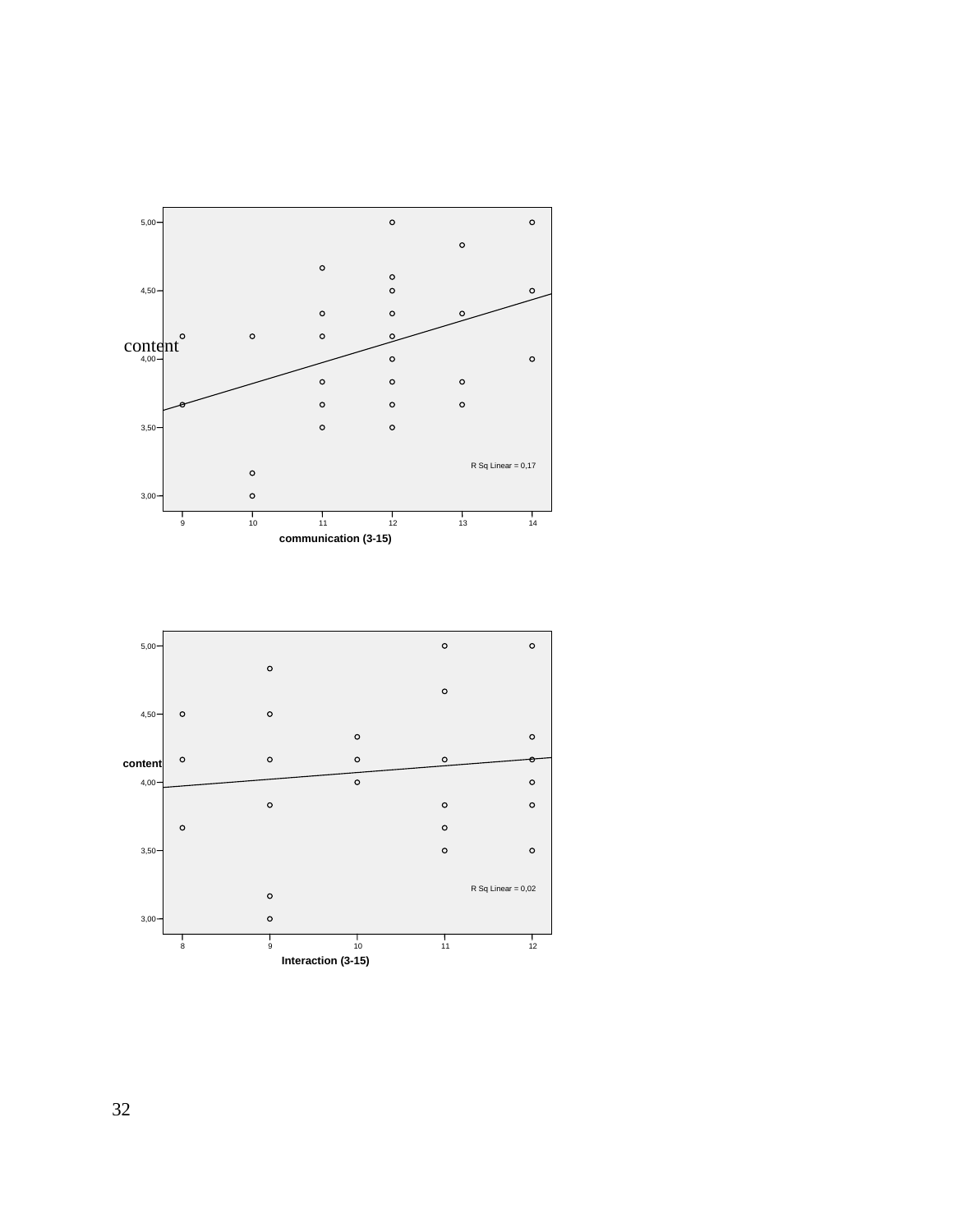content

communication (3-15)

R Sq Linear = 0,17

content

Interaction (3-15)

R Sq Linear = 0,02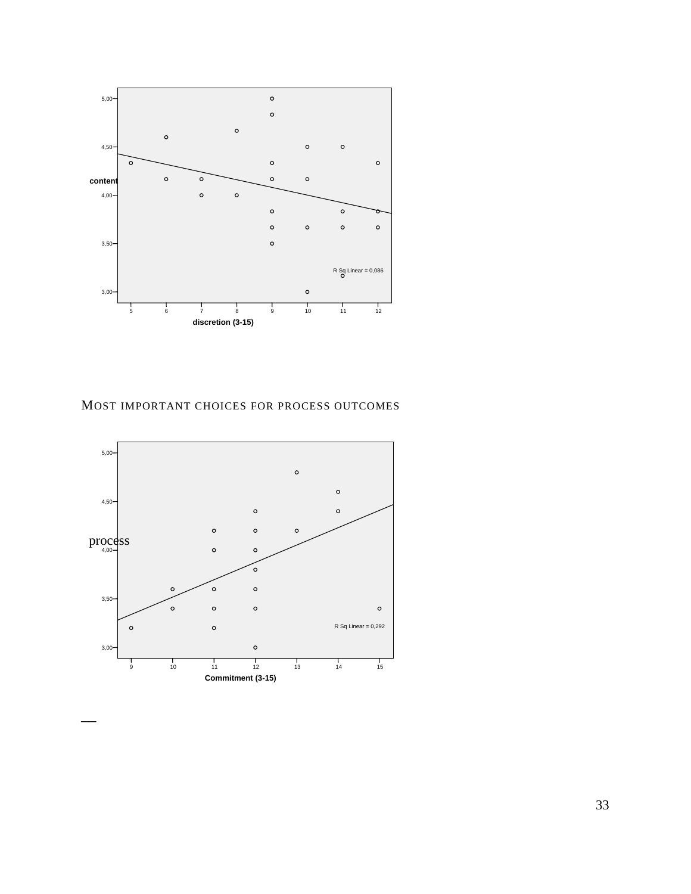## MOST IMPORTANT CHOICES FOR PROCESS OUTCOMES

—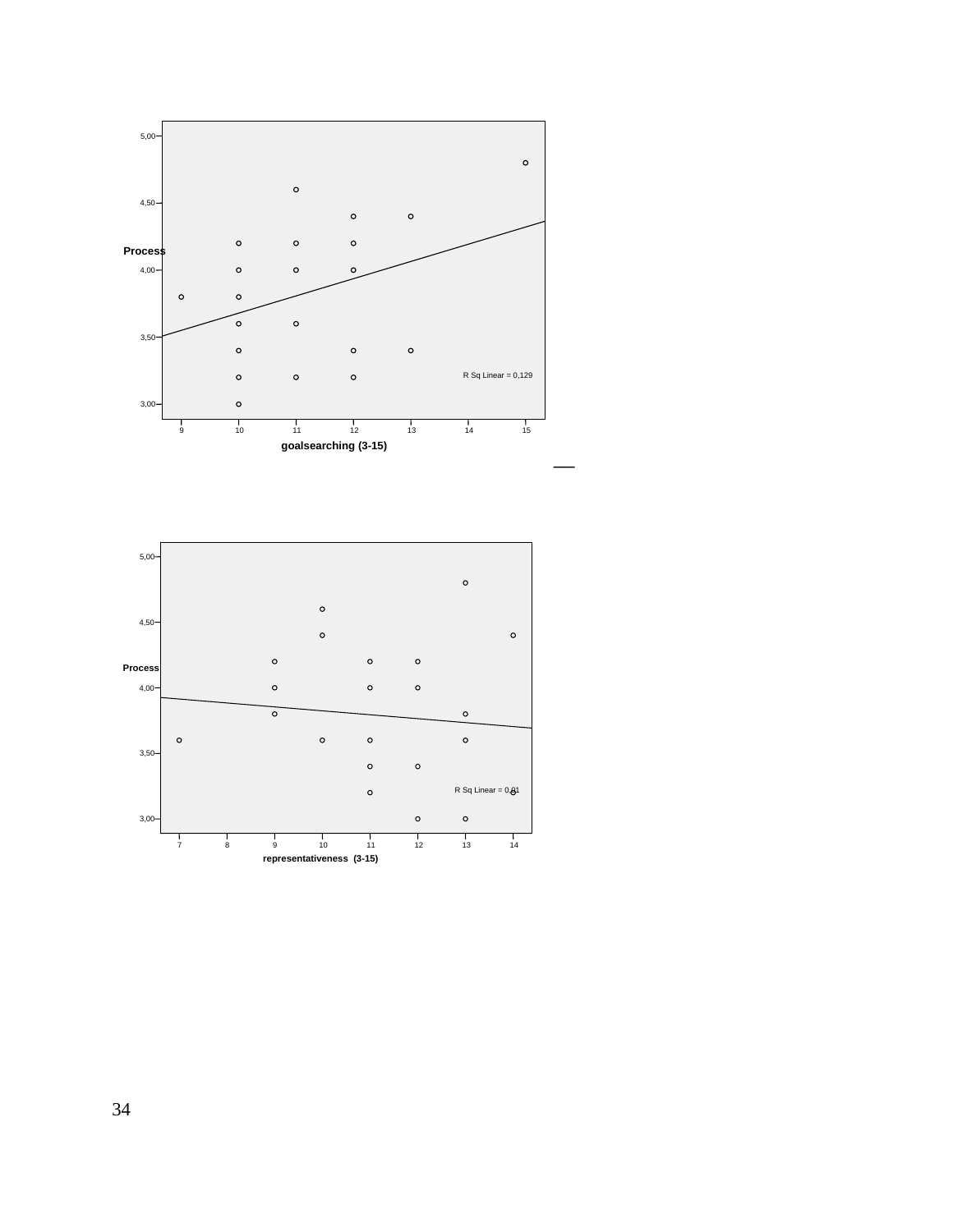Process

goalsearching (3-15)

R Sq Linear = 0,129

Process

representativeness (3-15)

R Sq Linear = 0,01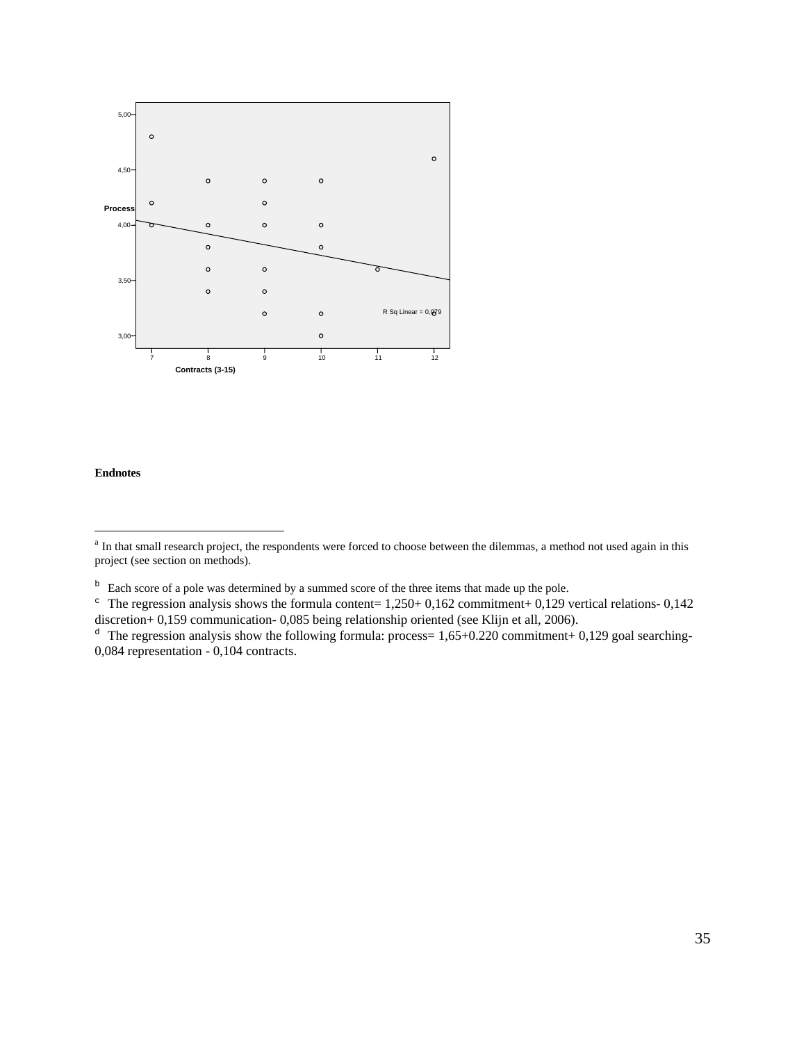5,00
4,50
Process
4,00
3,50
3,00
R Sq Linear = 0,079
7
8
9
10
11
12
Contracts (3-15)

**Endnotes**

---

[a] In that small research project, the respondents were forced to choose between the dilemmas, a method not used again in this project (see section on methods).

[b] Each score of a pole was determined by a summed score of the three items that made up the pole.

[c] The regression analysis shows the formula content= 1,250+ 0,162 commitment+ 0,129 vertical relations- 0,142 discretion+ 0,159 communication- 0,085 being relationship oriented (see Klijn et all, 2006).

[d] The regression analysis show the following formula: process= 1,65+0.220 commitment+ 0,129 goal searching- 0,084 representation - 0,104 contracts.